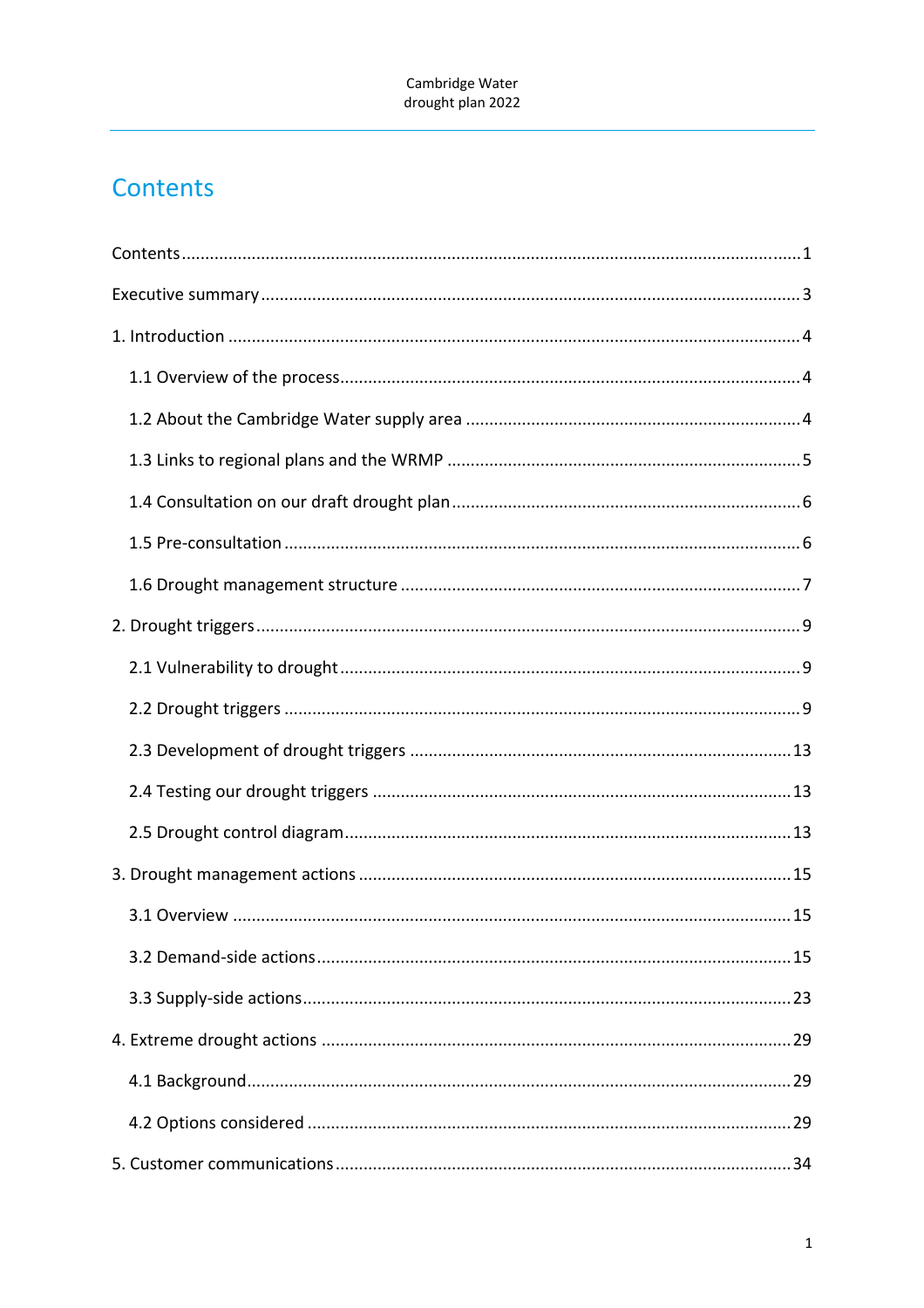# Contents

Contents ........................................................................................................................1

Executive summary .........................................................................................................3

1. Introduction ...............................................................................................................4

  1.1 Overview of the process.........................................................................................4

  1.2 About the Cambridge Water supply area ...............................................................4

  1.3 Links to regional plans and the WRMP ..................................................................5

  1.4 Consultation on our draft drought plan .................................................................6

  1.5 Pre-consultation .....................................................................................................6

  1.6 Drought management structure ............................................................................7

2. Drought triggers..........................................................................................................9

  2.1 Vulnerability to drought .........................................................................................9

  2.2 Drought triggers .....................................................................................................9

  2.3 Development of drought triggers .........................................................................13

  2.4 Testing our drought triggers .................................................................................13

  2.5 Drought control diagram.......................................................................................13

3. Drought management actions ..................................................................................15

  3.1 Overview ...............................................................................................................15

  3.2 Demand-side actions.............................................................................................15

  3.3 Supply-side actions................................................................................................23

4. Extreme drought actions ..........................................................................................29

  4.1 Background............................................................................................................29

  4.2 Options considered ...............................................................................................29

5. Customer communications.......................................................................................34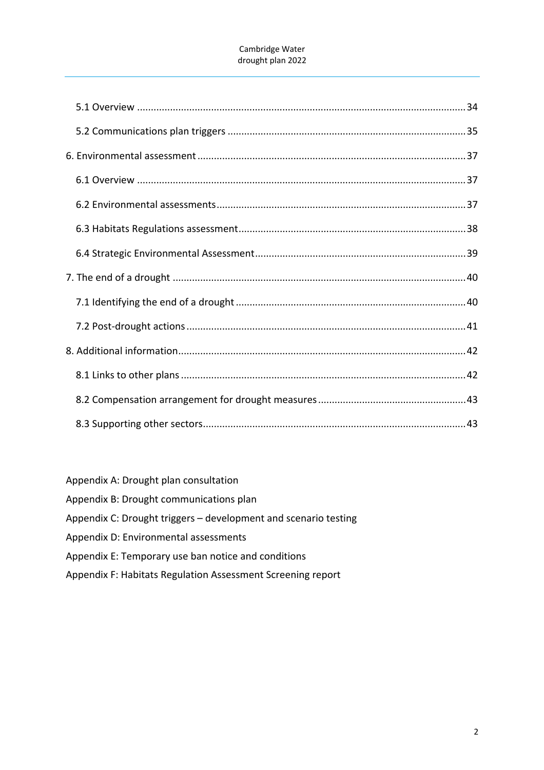5.1 Overview ........................................................................................................... 34

5.2 Communications plan triggers ............................................................................ 35

6. Environmental assessment ..................................................................................... 37

6.1 Overview ........................................................................................................... 37

6.2 Environmental assessments ................................................................................ 37

6.3 Habitats Regulations assessment ........................................................................ 38

6.4 Strategic Environmental Assessment ................................................................... 39

7. The end of a drought ............................................................................................. 40

7.1 Identifying the end of a drought ......................................................................... 40

7.2 Post-drought actions .......................................................................................... 41

8. Additional information ........................................................................................... 42

8.1 Links to other plans ............................................................................................ 42

8.2 Compensation arrangement for drought measures ............................................... 43

8.3 Supporting other sectors ..................................................................................... 43

Appendix A: Drought plan consultation

Appendix B: Drought communications plan

Appendix C: Drought triggers – development and scenario testing

Appendix D: Environmental assessments

Appendix E: Temporary use ban notice and conditions

Appendix F: Habitats Regulation Assessment Screening report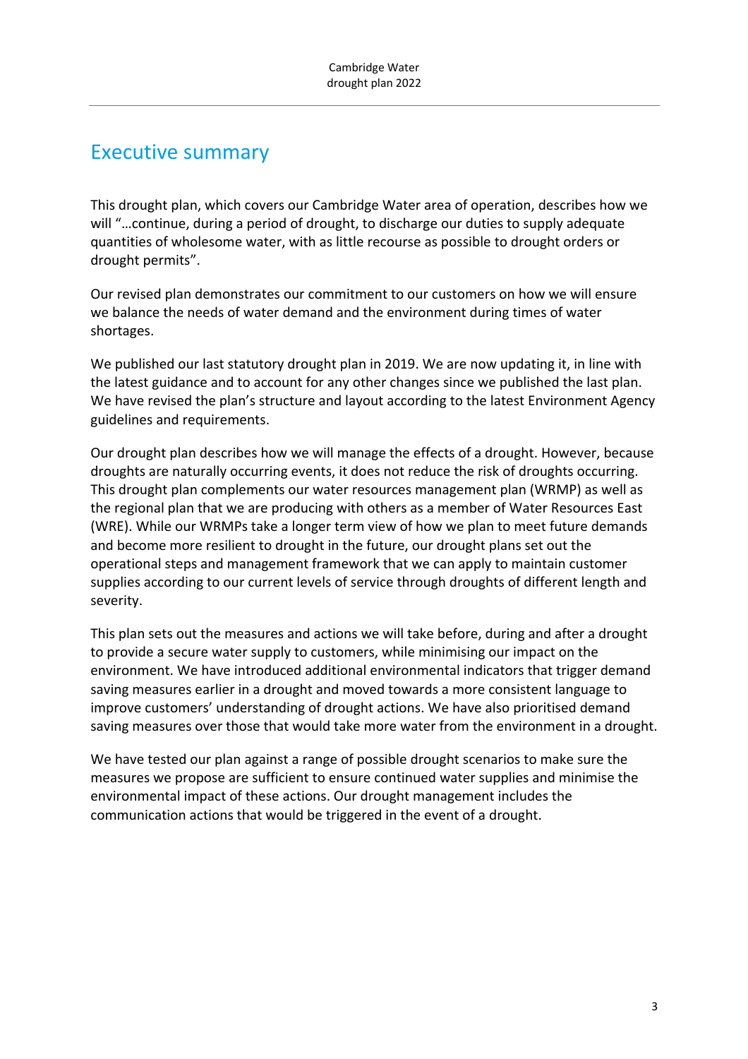# Executive summary

This drought plan, which covers our Cambridge Water area of operation, describes how we will "…continue, during a period of drought, to discharge our duties to supply adequate quantities of wholesome water, with as little recourse as possible to drought orders or drought permits".

Our revised plan demonstrates our commitment to our customers on how we will ensure we balance the needs of water demand and the environment during times of water shortages.

We published our last statutory drought plan in 2019. We are now updating it, in line with the latest guidance and to account for any other changes since we published the last plan. We have revised the plan's structure and layout according to the latest Environment Agency guidelines and requirements.

Our drought plan describes how we will manage the effects of a drought. However, because droughts are naturally occurring events, it does not reduce the risk of droughts occurring. This drought plan complements our water resources management plan (WRMP) as well as the regional plan that we are producing with others as a member of Water Resources East (WRE). While our WRMPs take a longer term view of how we plan to meet future demands and become more resilient to drought in the future, our drought plans set out the operational steps and management framework that we can apply to maintain customer supplies according to our current levels of service through droughts of different length and severity.

This plan sets out the measures and actions we will take before, during and after a drought to provide a secure water supply to customers, while minimising our impact on the environment. We have introduced additional environmental indicators that trigger demand saving measures earlier in a drought and moved towards a more consistent language to improve customers' understanding of drought actions. We have also prioritised demand saving measures over those that would take more water from the environment in a drought.

We have tested our plan against a range of possible drought scenarios to make sure the measures we propose are sufficient to ensure continued water supplies and minimise the environmental impact of these actions. Our drought management includes the communication actions that would be triggered in the event of a drought.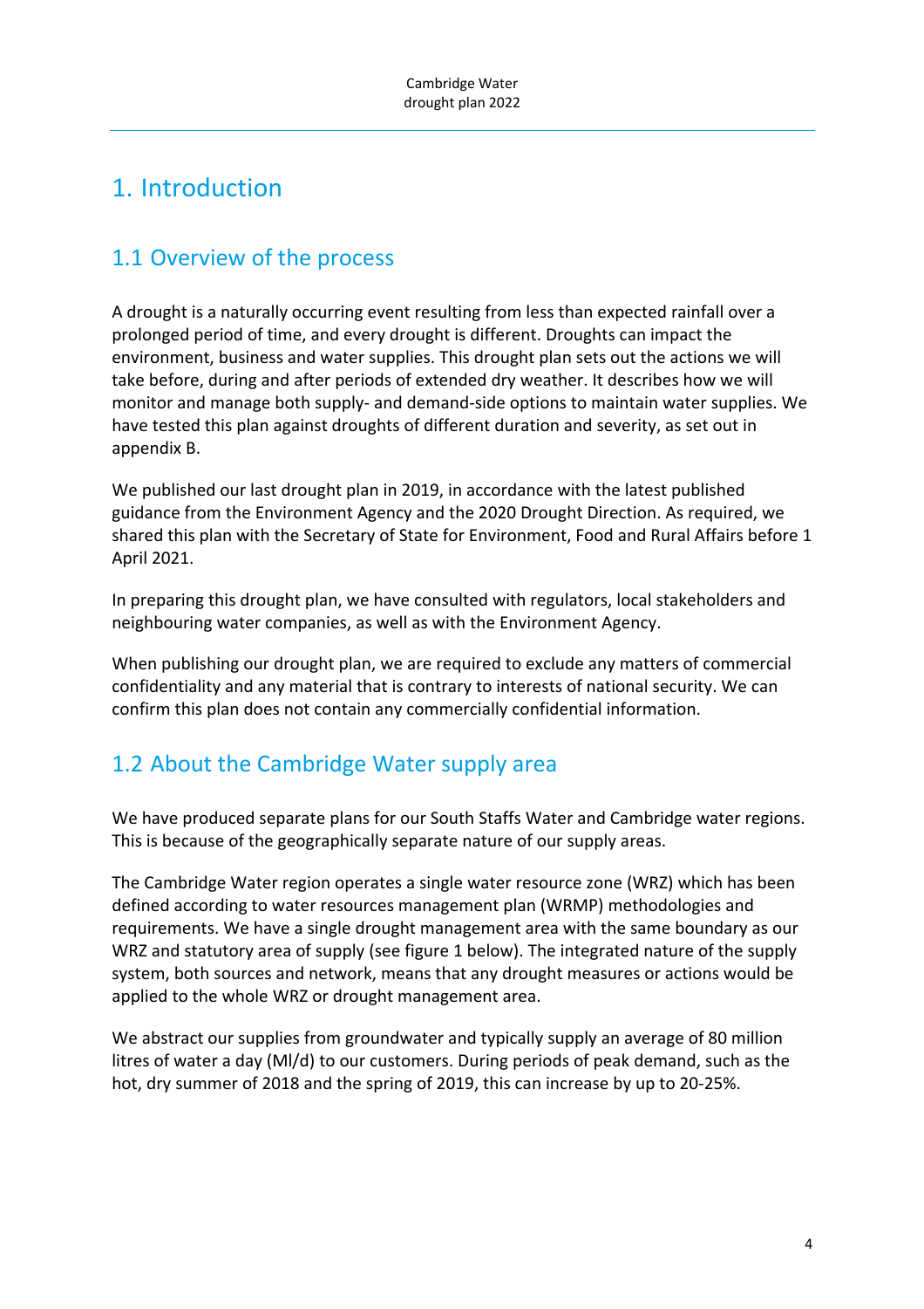# 1. Introduction

## 1.1 Overview of the process

A drought is a naturally occurring event resulting from less than expected rainfall over a prolonged period of time, and every drought is different. Droughts can impact the environment, business and water supplies. This drought plan sets out the actions we will take before, during and after periods of extended dry weather. It describes how we will monitor and manage both supply- and demand-side options to maintain water supplies. We have tested this plan against droughts of different duration and severity, as set out in appendix B.

We published our last drought plan in 2019, in accordance with the latest published guidance from the Environment Agency and the 2020 Drought Direction. As required, we shared this plan with the Secretary of State for Environment, Food and Rural Affairs before 1 April 2021.

In preparing this drought plan, we have consulted with regulators, local stakeholders and neighbouring water companies, as well as with the Environment Agency.

When publishing our drought plan, we are required to exclude any matters of commercial confidentiality and any material that is contrary to interests of national security. We can confirm this plan does not contain any commercially confidential information.

## 1.2 About the Cambridge Water supply area

We have produced separate plans for our South Staffs Water and Cambridge water regions. This is because of the geographically separate nature of our supply areas.

The Cambridge Water region operates a single water resource zone (WRZ) which has been defined according to water resources management plan (WRMP) methodologies and requirements. We have a single drought management area with the same boundary as our WRZ and statutory area of supply (see figure 1 below). The integrated nature of the supply system, both sources and network, means that any drought measures or actions would be applied to the whole WRZ or drought management area.

We abstract our supplies from groundwater and typically supply an average of 80 million litres of water a day (Ml/d) to our customers. During periods of peak demand, such as the hot, dry summer of 2018 and the spring of 2019, this can increase by up to 20-25%.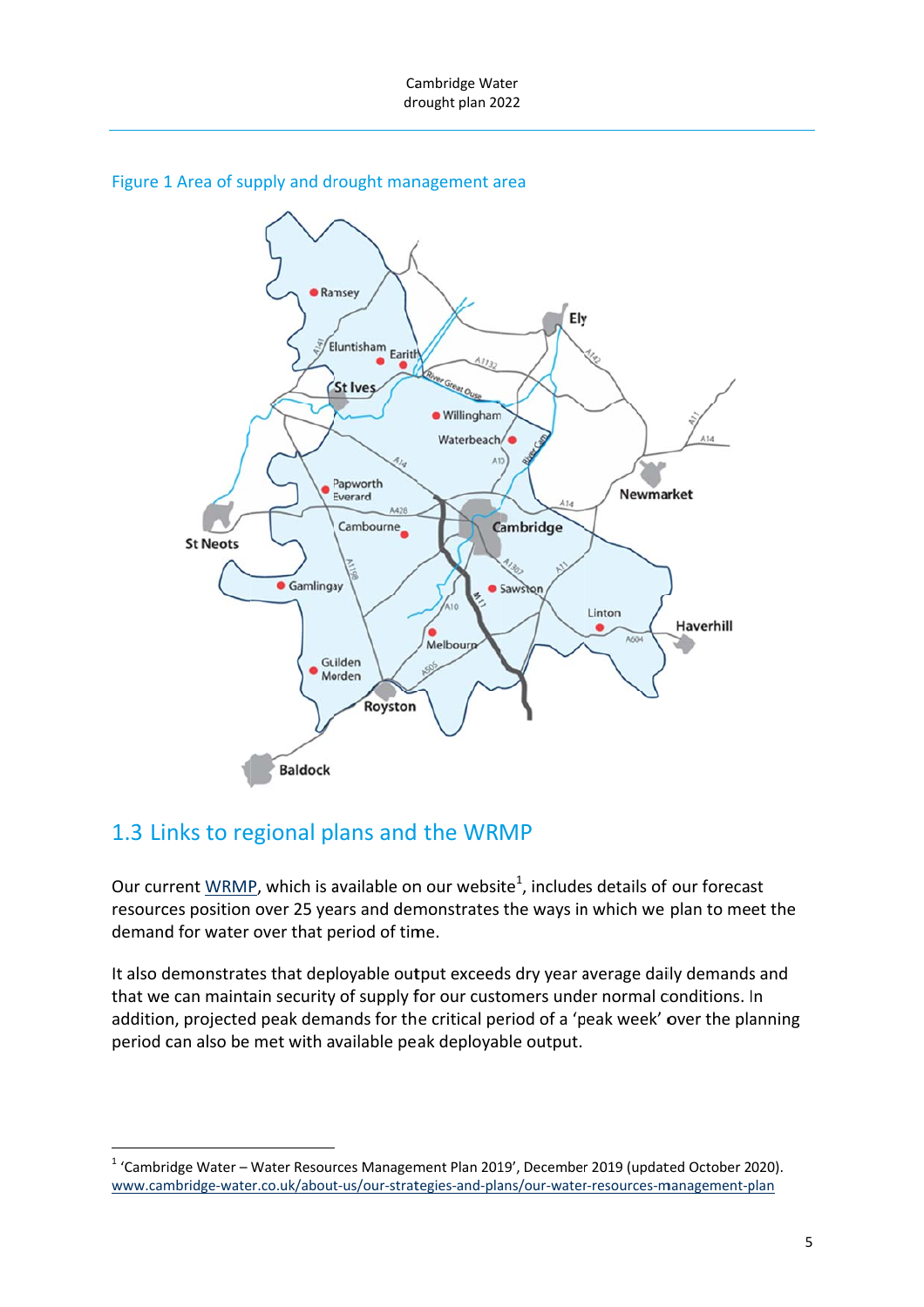Figure 1 Area of supply and drought management area

## 1.3 Links to regional plans and the WRMP

Our current WRMP, which is available on our website[1], includes details of our forecast resources position over 25 years and demonstrates the ways in which we plan to meet the demand for water over that period of time.

It also demonstrates that deployable output exceeds dry year average daily demands and that we can maintain security of supply for our customers under normal conditions. In addition, projected peak demands for the critical period of a 'peak week' over the planning period can also be met with available peak deployable output.

[1] 'Cambridge Water – Water Resources Management Plan 2019', December 2019 (updated October 2020). www.cambridge-water.co.uk/about-us/our-strategies-and-plans/our-water-resources-management-plan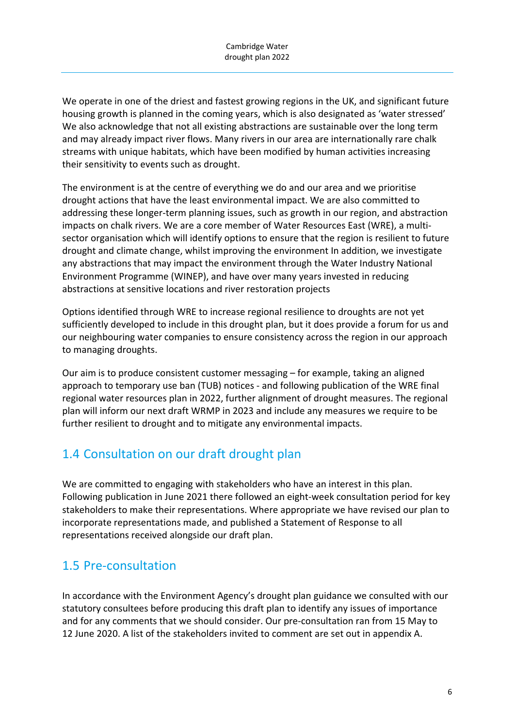We operate in one of the driest and fastest growing regions in the UK, and significant future housing growth is planned in the coming years, which is also designated as 'water stressed' We also acknowledge that not all existing abstractions are sustainable over the long term and may already impact river flows. Many rivers in our area are internationally rare chalk streams with unique habitats, which have been modified by human activities increasing their sensitivity to events such as drought.

The environment is at the centre of everything we do and our area and we prioritise drought actions that have the least environmental impact. We are also committed to addressing these longer-term planning issues, such as growth in our region, and abstraction impacts on chalk rivers. We are a core member of Water Resources East (WRE), a multi-sector organisation which will identify options to ensure that the region is resilient to future drought and climate change, whilst improving the environment In addition, we investigate any abstractions that may impact the environment through the Water Industry National Environment Programme (WINEP), and have over many years invested in reducing abstractions at sensitive locations and river restoration projects

Options identified through WRE to increase regional resilience to droughts are not yet sufficiently developed to include in this drought plan, but it does provide a forum for us and our neighbouring water companies to ensure consistency across the region in our approach to managing droughts.

Our aim is to produce consistent customer messaging – for example, taking an aligned approach to temporary use ban (TUB) notices - and following publication of the WRE final regional water resources plan in 2022, further alignment of drought measures. The regional plan will inform our next draft WRMP in 2023 and include any measures we require to be further resilient to drought and to mitigate any environmental impacts.

## 1.4 Consultation on our draft drought plan

We are committed to engaging with stakeholders who have an interest in this plan. Following publication in June 2021 there followed an eight-week consultation period for key stakeholders to make their representations. Where appropriate we have revised our plan to incorporate representations made, and published a Statement of Response to all representations received alongside our draft plan.

## 1.5 Pre-consultation

In accordance with the Environment Agency's drought plan guidance we consulted with our statutory consultees before producing this draft plan to identify any issues of importance and for any comments that we should consider. Our pre-consultation ran from 15 May to 12 June 2020. A list of the stakeholders invited to comment are set out in appendix A.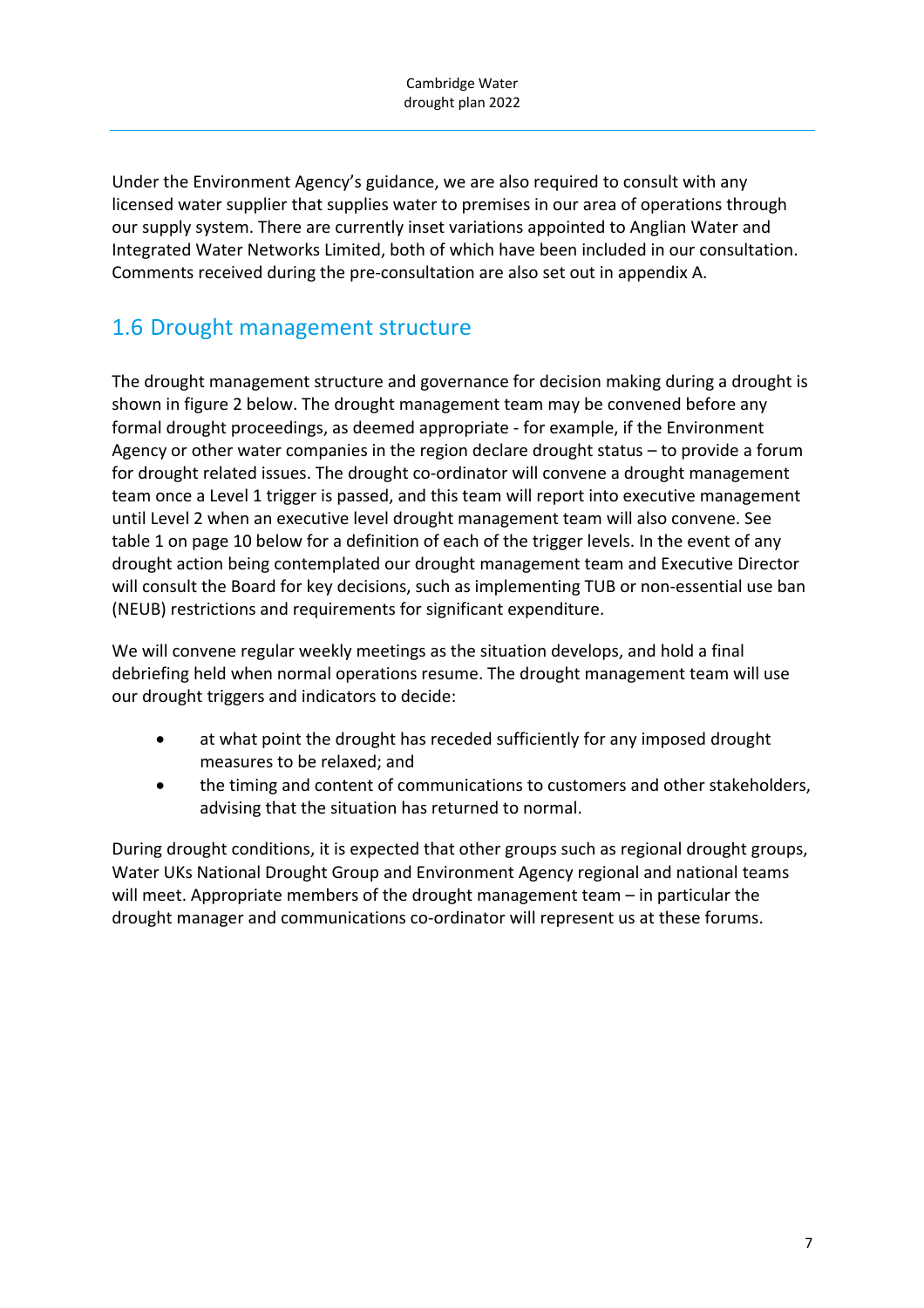Under the Environment Agency's guidance, we are also required to consult with any licensed water supplier that supplies water to premises in our area of operations through our supply system. There are currently inset variations appointed to Anglian Water and Integrated Water Networks Limited, both of which have been included in our consultation. Comments received during the pre-consultation are also set out in appendix A.

## 1.6 Drought management structure

The drought management structure and governance for decision making during a drought is shown in figure 2 below. The drought management team may be convened before any formal drought proceedings, as deemed appropriate - for example, if the Environment Agency or other water companies in the region declare drought status – to provide a forum for drought related issues. The drought co-ordinator will convene a drought management team once a Level 1 trigger is passed, and this team will report into executive management until Level 2 when an executive level drought management team will also convene. See table 1 on page 10 below for a definition of each of the trigger levels. In the event of any drought action being contemplated our drought management team and Executive Director will consult the Board for key decisions, such as implementing TUB or non-essential use ban (NEUB) restrictions and requirements for significant expenditure.

We will convene regular weekly meetings as the situation develops, and hold a final debriefing held when normal operations resume. The drought management team will use our drought triggers and indicators to decide:

- at what point the drought has receded sufficiently for any imposed drought measures to be relaxed; and
- the timing and content of communications to customers and other stakeholders, advising that the situation has returned to normal.

During drought conditions, it is expected that other groups such as regional drought groups, Water UKs National Drought Group and Environment Agency regional and national teams will meet. Appropriate members of the drought management team – in particular the drought manager and communications co-ordinator will represent us at these forums.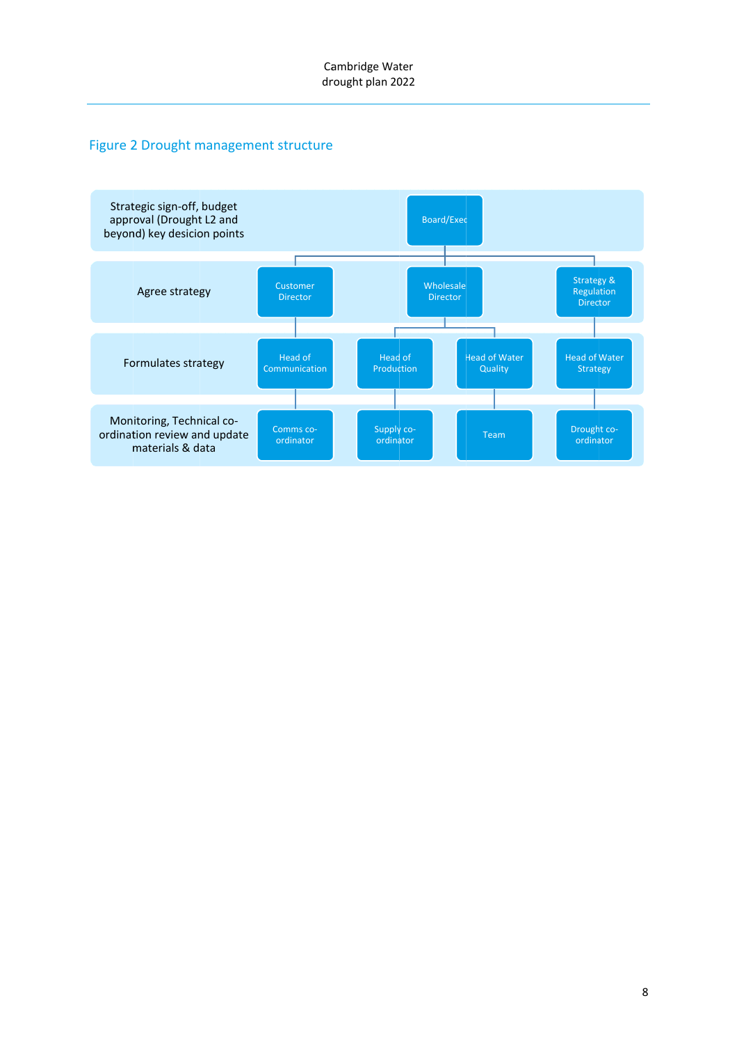## Figure 2 Drought management structure

| Role | | | | |
|---|---|---|---|---|
| Strategic sign-off, budget approval (Drought L2 and beyond) key desicion points | | Board/Exec | | |
| Agree strategy | Customer Director | Wholesale Director | | Strategy & Regulation Director |
| Formulates strategy | Head of Communication | Head of Production | Head of Water Quality | Head of Water Strategy |
| Monitoring, Technical co-ordination review and update materials & data | Comms co-ordinator | Supply co-ordinator | Team | Drought co-ordinator |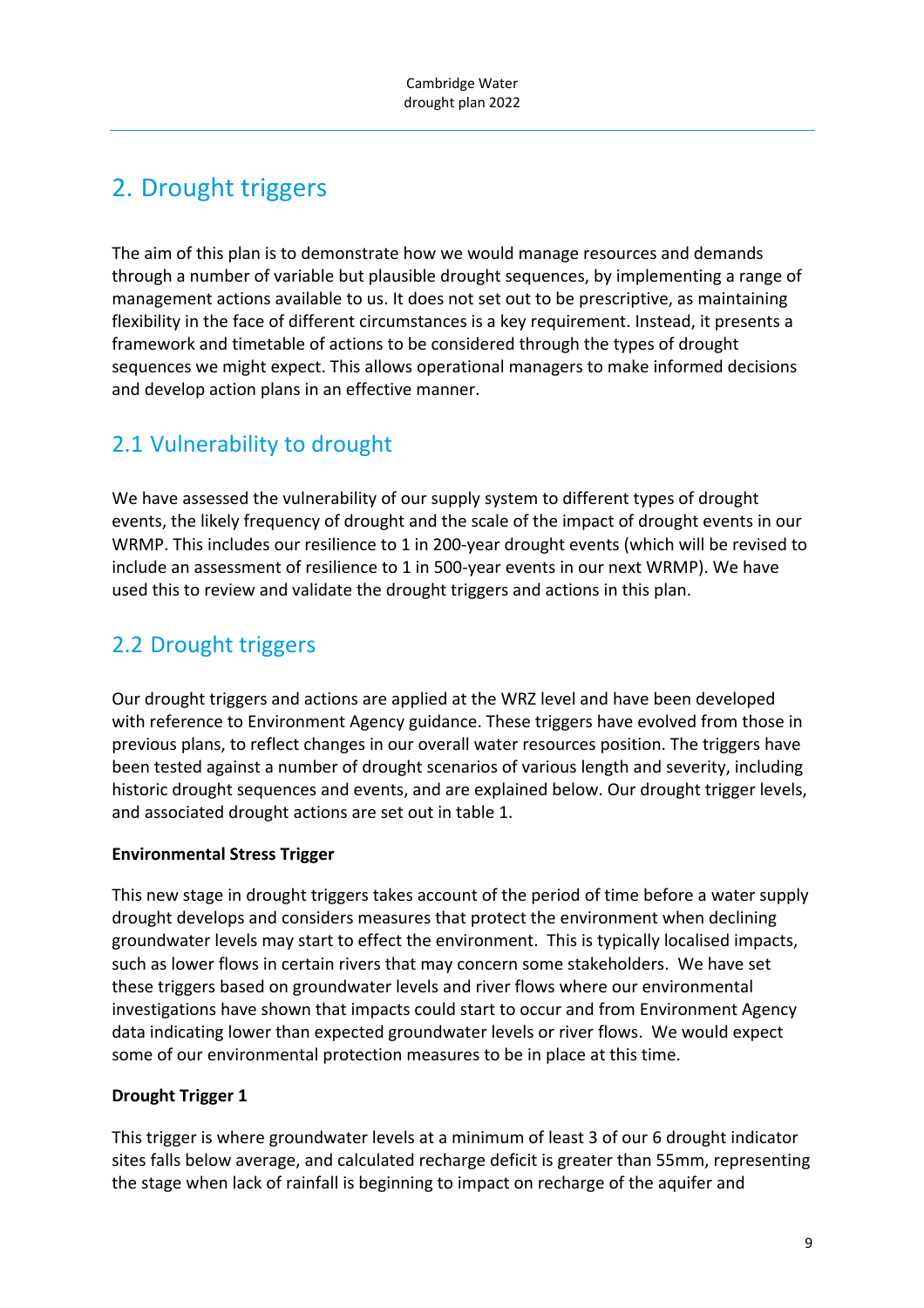# 2. Drought triggers

The aim of this plan is to demonstrate how we would manage resources and demands through a number of variable but plausible drought sequences, by implementing a range of management actions available to us. It does not set out to be prescriptive, as maintaining flexibility in the face of different circumstances is a key requirement. Instead, it presents a framework and timetable of actions to be considered through the types of drought sequences we might expect. This allows operational managers to make informed decisions and develop action plans in an effective manner.

## 2.1 Vulnerability to drought

We have assessed the vulnerability of our supply system to different types of drought events, the likely frequency of drought and the scale of the impact of drought events in our WRMP. This includes our resilience to 1 in 200-year drought events (which will be revised to include an assessment of resilience to 1 in 500-year events in our next WRMP). We have used this to review and validate the drought triggers and actions in this plan.

## 2.2 Drought triggers

Our drought triggers and actions are applied at the WRZ level and have been developed with reference to Environment Agency guidance. These triggers have evolved from those in previous plans, to reflect changes in our overall water resources position. The triggers have been tested against a number of drought scenarios of various length and severity, including historic drought sequences and events, and are explained below. Our drought trigger levels, and associated drought actions are set out in table 1.

**Environmental Stress Trigger**

This new stage in drought triggers takes account of the period of time before a water supply drought develops and considers measures that protect the environment when declining groundwater levels may start to effect the environment. This is typically localised impacts, such as lower flows in certain rivers that may concern some stakeholders. We have set these triggers based on groundwater levels and river flows where our environmental investigations have shown that impacts could start to occur and from Environment Agency data indicating lower than expected groundwater levels or river flows. We would expect some of our environmental protection measures to be in place at this time.

**Drought Trigger 1**

This trigger is where groundwater levels at a minimum of least 3 of our 6 drought indicator sites falls below average, and calculated recharge deficit is greater than 55mm, representing the stage when lack of rainfall is beginning to impact on recharge of the aquifer and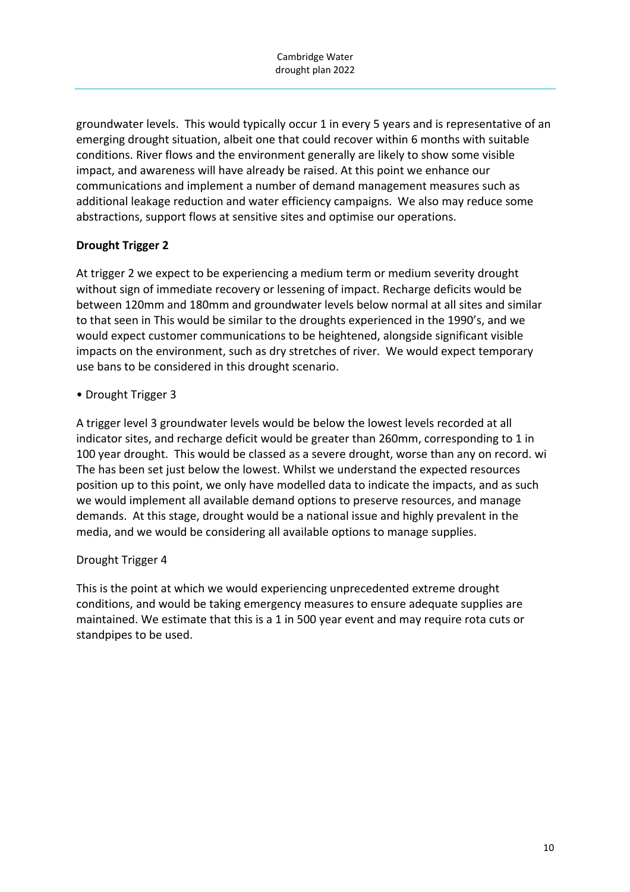groundwater levels. This would typically occur 1 in every 5 years and is representative of an emerging drought situation, albeit one that could recover within 6 months with suitable conditions. River flows and the environment generally are likely to show some visible impact, and awareness will have already be raised. At this point we enhance our communications and implement a number of demand management measures such as additional leakage reduction and water efficiency campaigns. We also may reduce some abstractions, support flows at sensitive sites and optimise our operations.

**Drought Trigger 2**

At trigger 2 we expect to be experiencing a medium term or medium severity drought without sign of immediate recovery or lessening of impact. Recharge deficits would be between 120mm and 180mm and groundwater levels below normal at all sites and similar to that seen in This would be similar to the droughts experienced in the 1990's, and we would expect customer communications to be heightened, alongside significant visible impacts on the environment, such as dry stretches of river. We would expect temporary use bans to be considered in this drought scenario.

• Drought Trigger 3

A trigger level 3 groundwater levels would be below the lowest levels recorded at all indicator sites, and recharge deficit would be greater than 260mm, corresponding to 1 in 100 year drought. This would be classed as a severe drought, worse than any on record. wi The has been set just below the lowest. Whilst we understand the expected resources position up to this point, we only have modelled data to indicate the impacts, and as such we would implement all available demand options to preserve resources, and manage demands. At this stage, drought would be a national issue and highly prevalent in the media, and we would be considering all available options to manage supplies.

Drought Trigger 4

This is the point at which we would experiencing unprecedented extreme drought conditions, and would be taking emergency measures to ensure adequate supplies are maintained. We estimate that this is a 1 in 500 year event and may require rota cuts or standpipes to be used.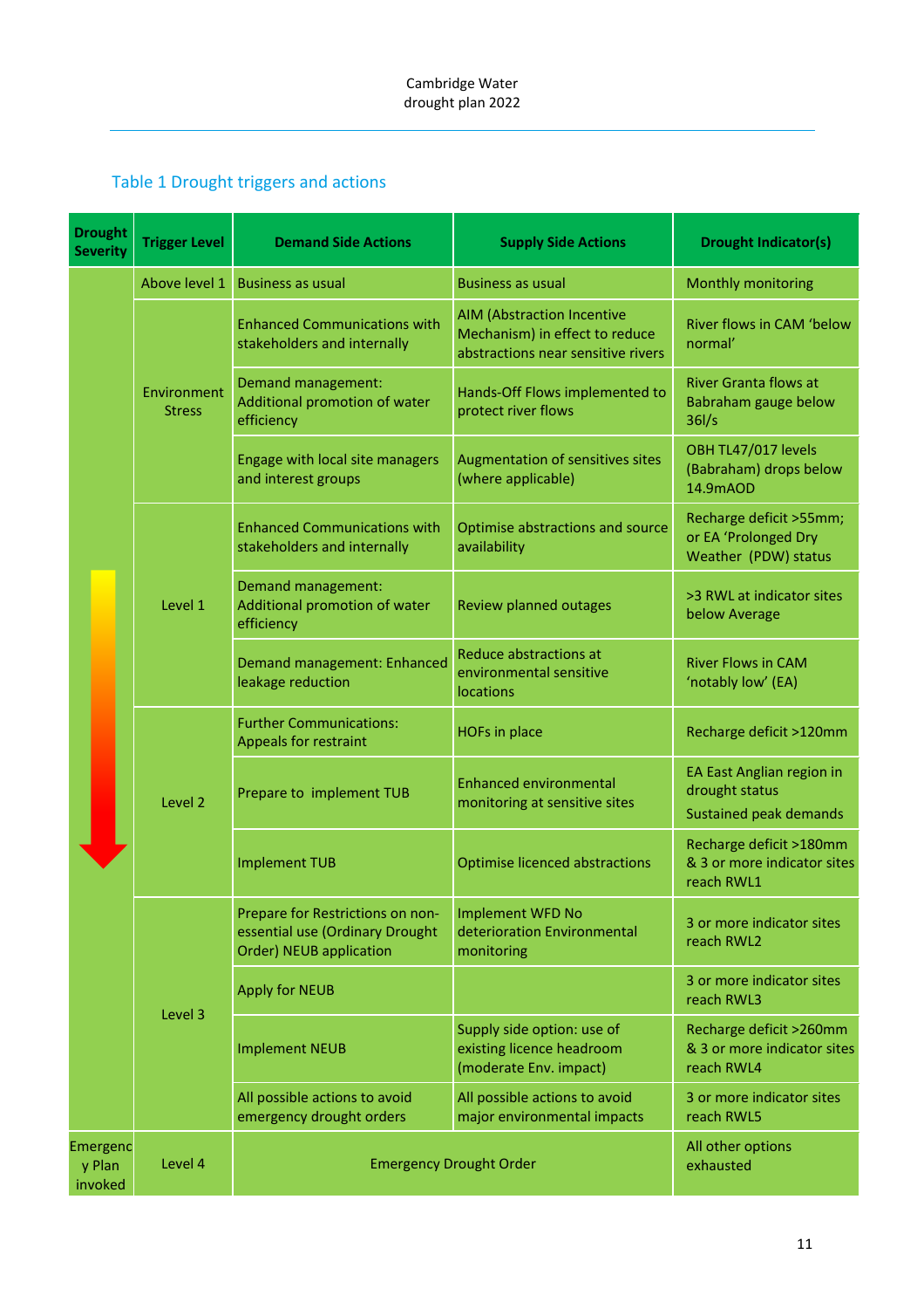### Table 1 Drought triggers and actions

| Drought Severity | Trigger Level | Demand Side Actions | Supply Side Actions | Drought Indicator(s) |
|---|---|---|---|---|
| | Above level 1 | Business as usual | Business as usual | Monthly monitoring |
| | Environment Stress | Enhanced Communications with stakeholders and internally | AIM (Abstraction Incentive Mechanism) in effect to reduce abstractions near sensitive rivers | River flows in CAM 'below normal' |
| | | Demand management: Additional promotion of water efficiency | Hands-Off Flows implemented to protect river flows | River Granta flows at Babraham gauge below 36l/s |
| | | Engage with local site managers and interest groups | Augmentation of sensitives sites (where applicable) | OBH TL47/017 levels (Babraham) drops below 14.9mAOD |
| | Level 1 | Enhanced Communications with stakeholders and internally | Optimise abstractions and source availability | Recharge deficit >55mm; or EA 'Prolonged Dry Weather (PDW) status |
| | | Demand management: Additional promotion of water efficiency | Review planned outages | >3 RWL at indicator sites below Average |
| | | Demand management: Enhanced leakage reduction | Reduce abstractions at environmental sensitive locations | River Flows in CAM 'notably low' (EA) |
| | Level 2 | Further Communications: Appeals for restraint | HOFs in place | Recharge deficit >120mm |
| | | Prepare to implement TUB | Enhanced environmental monitoring at sensitive sites | EA East Anglian region in drought status<br>Sustained peak demands |
| | | Implement TUB | Optimise licenced abstractions | Recharge deficit >180mm & 3 or more indicator sites reach RWL1 |
| | Level 3 | Prepare for Restrictions on non-essential use (Ordinary Drought Order) NEUB application | Implement WFD No deterioration Environmental monitoring | 3 or more indicator sites reach RWL2 |
| | | Apply for NEUB | | 3 or more indicator sites reach RWL3 |
| | | Implement NEUB | Supply side option: use of existing licence headroom (moderate Env. impact) | Recharge deficit >260mm & 3 or more indicator sites reach RWL4 |
| | | All possible actions to avoid emergency drought orders | All possible actions to avoid major environmental impacts | 3 or more indicator sites reach RWL5 |
| Emergency Plan invoked | Level 4 | Emergency Drought Order | | All other options exhausted |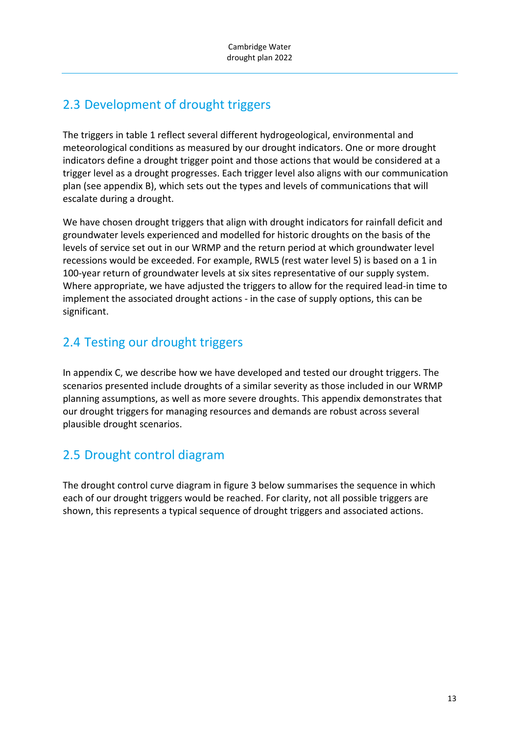## 2.3 Development of drought triggers

The triggers in table 1 reflect several different hydrogeological, environmental and meteorological conditions as measured by our drought indicators. One or more drought indicators define a drought trigger point and those actions that would be considered at a trigger level as a drought progresses. Each trigger level also aligns with our communication plan (see appendix B), which sets out the types and levels of communications that will escalate during a drought.

We have chosen drought triggers that align with drought indicators for rainfall deficit and groundwater levels experienced and modelled for historic droughts on the basis of the levels of service set out in our WRMP and the return period at which groundwater level recessions would be exceeded. For example, RWL5 (rest water level 5) is based on a 1 in 100-year return of groundwater levels at six sites representative of our supply system. Where appropriate, we have adjusted the triggers to allow for the required lead-in time to implement the associated drought actions - in the case of supply options, this can be significant.

## 2.4 Testing our drought triggers

In appendix C, we describe how we have developed and tested our drought triggers. The scenarios presented include droughts of a similar severity as those included in our WRMP planning assumptions, as well as more severe droughts. This appendix demonstrates that our drought triggers for managing resources and demands are robust across several plausible drought scenarios.

## 2.5 Drought control diagram

The drought control curve diagram in figure 3 below summarises the sequence in which each of our drought triggers would be reached. For clarity, not all possible triggers are shown, this represents a typical sequence of drought triggers and associated actions.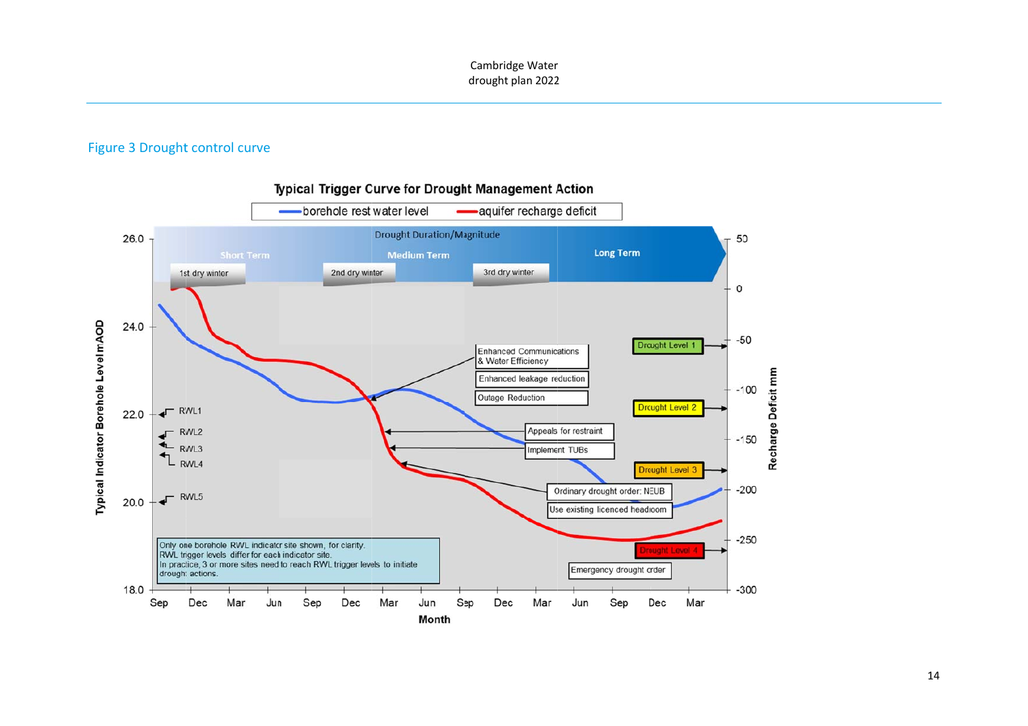## Figure 3 Drought control curve

**Typical Trigger Curve for Drought Management Action**

Legend: borehole rest water level; aquifer recharge deficit

Drought Duration/Magnitude: Short Term; Medium Term; Long Term

1st dry winter; 2nd dry winter; 3rd dry winter

Left axis: Typical Indicator Borehole Level mAOD (18.0 – 26.0)

Right axis: Recharge Deficit mm (50 – -300)

X axis: Month (Sep, Dec, Mar, Jun, Sep, Dec, Mar, Jun, Sep, Dec, Mar, Jun, Sep, Dec, Mar)

RWL1, RWL2, RWL3, RWL4, RWL5

Enhanced Communications & Water Efficiency

Enhanced leakage reduction

Outage Reduction

Appeals for restraint

Implement TUBs

Ordinary drought order: NEUB

Use existing licenced headroom

Emergency drought order

Drought Level 1

Drought Level 2

Drought Level 3

Drought Level 4

Only one borehole RWL indicator site shown, for clarity.
RWL trigger levels differ for each indicator site.
In practice, 3 or more sites need to reach RWL trigger levels to initiate drought actions.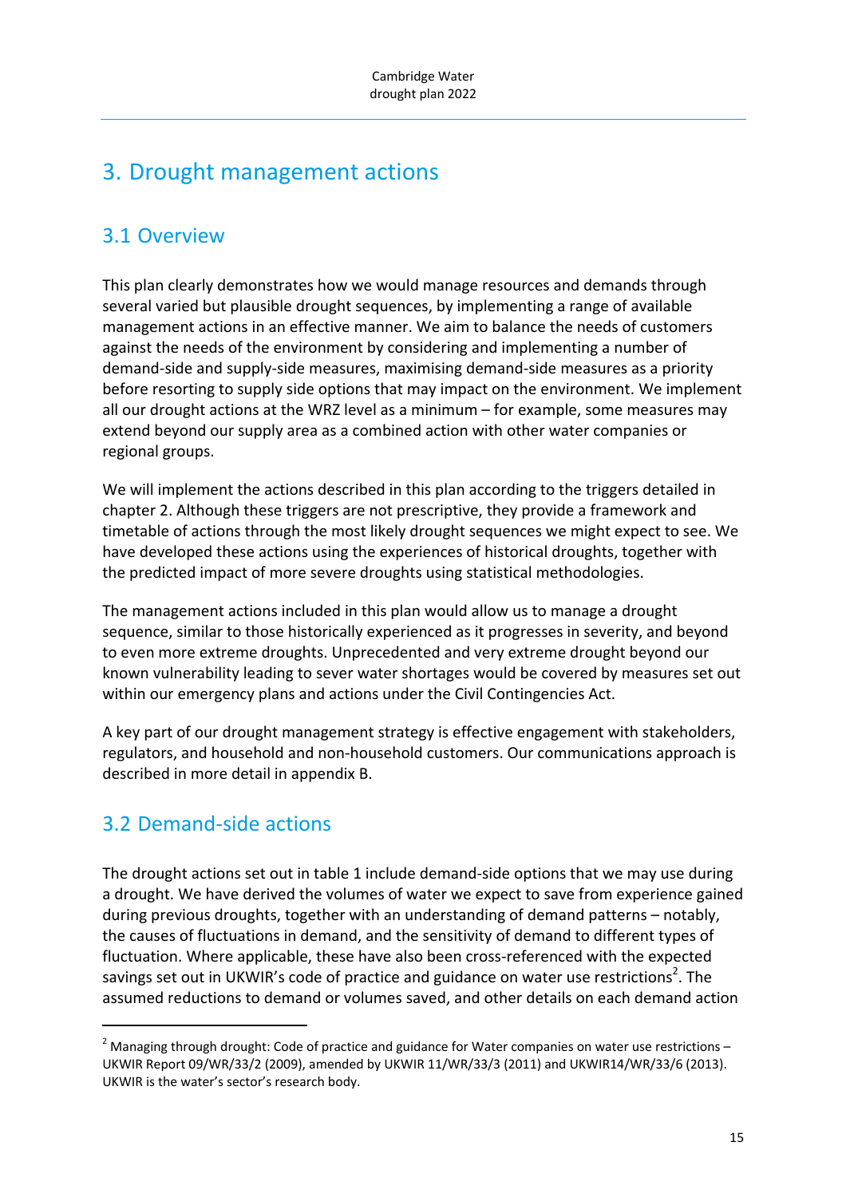# 3. Drought management actions

## 3.1 Overview

This plan clearly demonstrates how we would manage resources and demands through several varied but plausible drought sequences, by implementing a range of available management actions in an effective manner. We aim to balance the needs of customers against the needs of the environment by considering and implementing a number of demand-side and supply-side measures, maximising demand-side measures as a priority before resorting to supply side options that may impact on the environment. We implement all our drought actions at the WRZ level as a minimum – for example, some measures may extend beyond our supply area as a combined action with other water companies or regional groups.

We will implement the actions described in this plan according to the triggers detailed in chapter 2. Although these triggers are not prescriptive, they provide a framework and timetable of actions through the most likely drought sequences we might expect to see. We have developed these actions using the experiences of historical droughts, together with the predicted impact of more severe droughts using statistical methodologies.

The management actions included in this plan would allow us to manage a drought sequence, similar to those historically experienced as it progresses in severity, and beyond to even more extreme droughts. Unprecedented and very extreme drought beyond our known vulnerability leading to sever water shortages would be covered by measures set out within our emergency plans and actions under the Civil Contingencies Act.

A key part of our drought management strategy is effective engagement with stakeholders, regulators, and household and non-household customers. Our communications approach is described in more detail in appendix B.

## 3.2 Demand-side actions

The drought actions set out in table 1 include demand-side options that we may use during a drought. We have derived the volumes of water we expect to save from experience gained during previous droughts, together with an understanding of demand patterns – notably, the causes of fluctuations in demand, and the sensitivity of demand to different types of fluctuation. Where applicable, these have also been cross-referenced with the expected savings set out in UKWIR's code of practice and guidance on water use restrictions[2]. The assumed reductions to demand or volumes saved, and other details on each demand action

[2] Managing through drought: Code of practice and guidance for Water companies on water use restrictions – UKWIR Report 09/WR/33/2 (2009), amended by UKWIR 11/WR/33/3 (2011) and UKWIR14/WR/33/6 (2013). UKWIR is the water's sector's research body.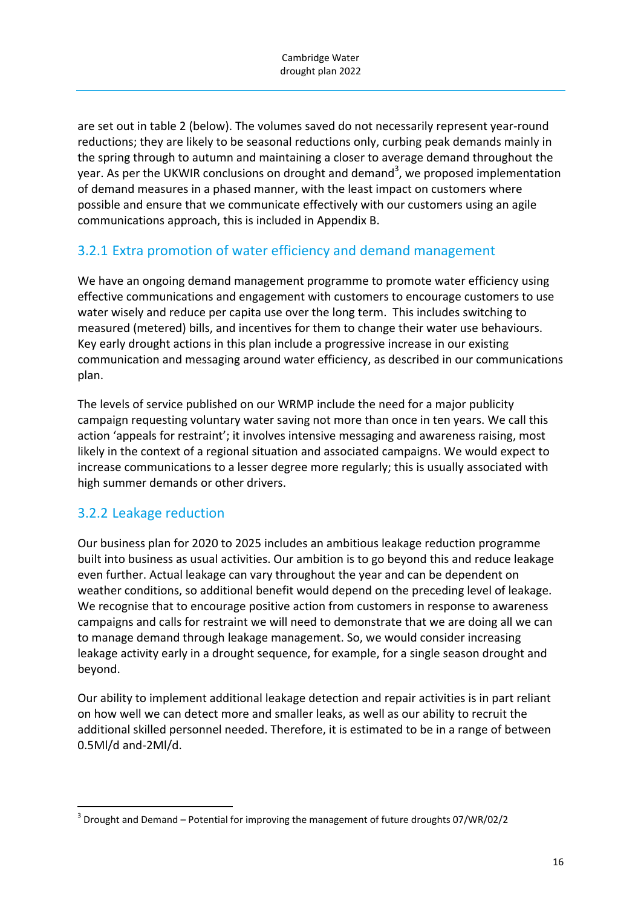are set out in table 2 (below). The volumes saved do not necessarily represent year-round reductions; they are likely to be seasonal reductions only, curbing peak demands mainly in the spring through to autumn and maintaining a closer to average demand throughout the year. As per the UKWIR conclusions on drought and demand[3], we proposed implementation of demand measures in a phased manner, with the least impact on customers where possible and ensure that we communicate effectively with our customers using an agile communications approach, this is included in Appendix B.

### 3.2.1 Extra promotion of water efficiency and demand management

We have an ongoing demand management programme to promote water efficiency using effective communications and engagement with customers to encourage customers to use water wisely and reduce per capita use over the long term. This includes switching to measured (metered) bills, and incentives for them to change their water use behaviours. Key early drought actions in this plan include a progressive increase in our existing communication and messaging around water efficiency, as described in our communications plan.

The levels of service published on our WRMP include the need for a major publicity campaign requesting voluntary water saving not more than once in ten years. We call this action 'appeals for restraint'; it involves intensive messaging and awareness raising, most likely in the context of a regional situation and associated campaigns. We would expect to increase communications to a lesser degree more regularly; this is usually associated with high summer demands or other drivers.

### 3.2.2 Leakage reduction

Our business plan for 2020 to 2025 includes an ambitious leakage reduction programme built into business as usual activities. Our ambition is to go beyond this and reduce leakage even further. Actual leakage can vary throughout the year and can be dependent on weather conditions, so additional benefit would depend on the preceding level of leakage. We recognise that to encourage positive action from customers in response to awareness campaigns and calls for restraint we will need to demonstrate that we are doing all we can to manage demand through leakage management. So, we would consider increasing leakage activity early in a drought sequence, for example, for a single season drought and beyond.

Our ability to implement additional leakage detection and repair activities is in part reliant on how well we can detect more and smaller leaks, as well as our ability to recruit the additional skilled personnel needed. Therefore, it is estimated to be in a range of between 0.5Ml/d and-2Ml/d.

---

[3] Drought and Demand – Potential for improving the management of future droughts 07/WR/02/2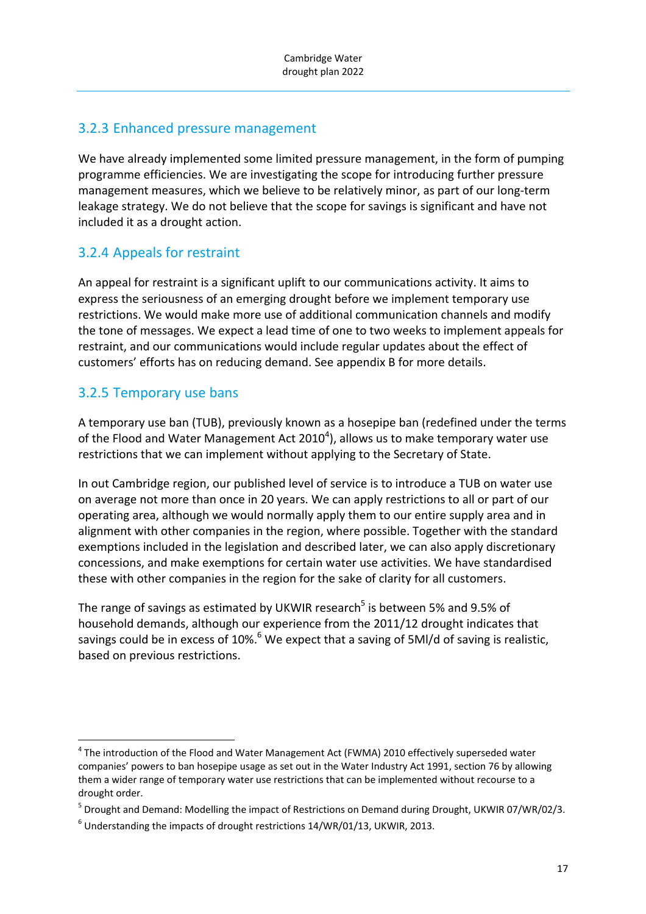### 3.2.3 Enhanced pressure management

We have already implemented some limited pressure management, in the form of pumping programme efficiencies. We are investigating the scope for introducing further pressure management measures, which we believe to be relatively minor, as part of our long-term leakage strategy. We do not believe that the scope for savings is significant and have not included it as a drought action.

### 3.2.4 Appeals for restraint

An appeal for restraint is a significant uplift to our communications activity. It aims to express the seriousness of an emerging drought before we implement temporary use restrictions. We would make more use of additional communication channels and modify the tone of messages. We expect a lead time of one to two weeks to implement appeals for restraint, and our communications would include regular updates about the effect of customers' efforts has on reducing demand. See appendix B for more details.

### 3.2.5 Temporary use bans

A temporary use ban (TUB), previously known as a hosepipe ban (redefined under the terms of the Flood and Water Management Act 2010[4]), allows us to make temporary water use restrictions that we can implement without applying to the Secretary of State.

In out Cambridge region, our published level of service is to introduce a TUB on water use on average not more than once in 20 years. We can apply restrictions to all or part of our operating area, although we would normally apply them to our entire supply area and in alignment with other companies in the region, where possible. Together with the standard exemptions included in the legislation and described later, we can also apply discretionary concessions, and make exemptions for certain water use activities. We have standardised these with other companies in the region for the sake of clarity for all customers.

The range of savings as estimated by UKWIR research[5] is between 5% and 9.5% of household demands, although our experience from the 2011/12 drought indicates that savings could be in excess of 10%.[6] We expect that a saving of 5Ml/d of saving is realistic, based on previous restrictions.

---

[4] The introduction of the Flood and Water Management Act (FWMA) 2010 effectively superseded water companies' powers to ban hosepipe usage as set out in the Water Industry Act 1991, section 76 by allowing them a wider range of temporary water use restrictions that can be implemented without recourse to a drought order.

[5] Drought and Demand: Modelling the impact of Restrictions on Demand during Drought, UKWIR 07/WR/02/3.

[6] Understanding the impacts of drought restrictions 14/WR/01/13, UKWIR, 2013.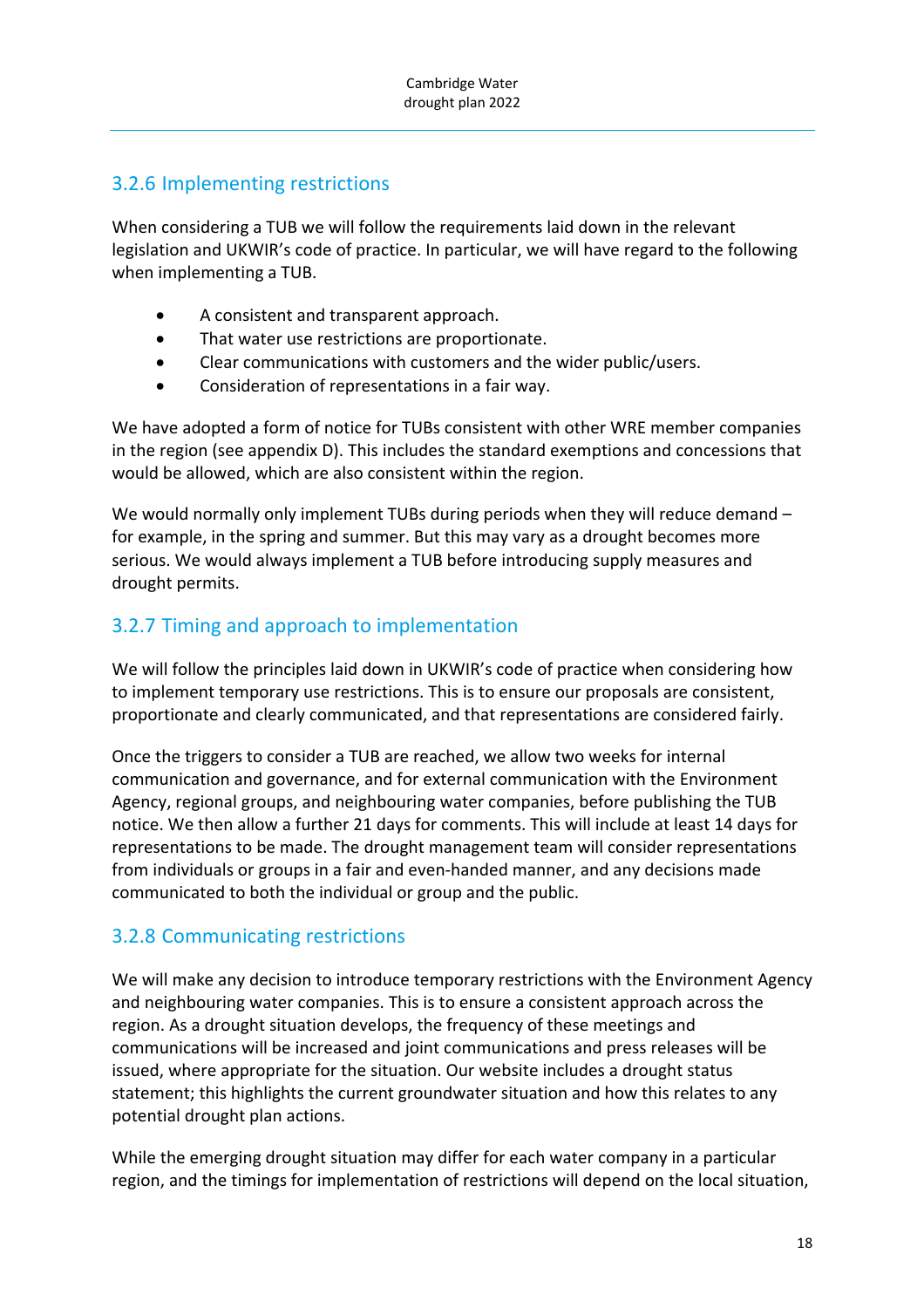### 3.2.6 Implementing restrictions

When considering a TUB we will follow the requirements laid down in the relevant legislation and UKWIR's code of practice. In particular, we will have regard to the following when implementing a TUB.

- A consistent and transparent approach.
- That water use restrictions are proportionate.
- Clear communications with customers and the wider public/users.
- Consideration of representations in a fair way.

We have adopted a form of notice for TUBs consistent with other WRE member companies in the region (see appendix D). This includes the standard exemptions and concessions that would be allowed, which are also consistent within the region.

We would normally only implement TUBs during periods when they will reduce demand – for example, in the spring and summer. But this may vary as a drought becomes more serious. We would always implement a TUB before introducing supply measures and drought permits.

### 3.2.7 Timing and approach to implementation

We will follow the principles laid down in UKWIR's code of practice when considering how to implement temporary use restrictions. This is to ensure our proposals are consistent, proportionate and clearly communicated, and that representations are considered fairly.

Once the triggers to consider a TUB are reached, we allow two weeks for internal communication and governance, and for external communication with the Environment Agency, regional groups, and neighbouring water companies, before publishing the TUB notice. We then allow a further 21 days for comments. This will include at least 14 days for representations to be made. The drought management team will consider representations from individuals or groups in a fair and even-handed manner, and any decisions made communicated to both the individual or group and the public.

### 3.2.8 Communicating restrictions

We will make any decision to introduce temporary restrictions with the Environment Agency and neighbouring water companies. This is to ensure a consistent approach across the region. As a drought situation develops, the frequency of these meetings and communications will be increased and joint communications and press releases will be issued, where appropriate for the situation. Our website includes a drought status statement; this highlights the current groundwater situation and how this relates to any potential drought plan actions.

While the emerging drought situation may differ for each water company in a particular region, and the timings for implementation of restrictions will depend on the local situation,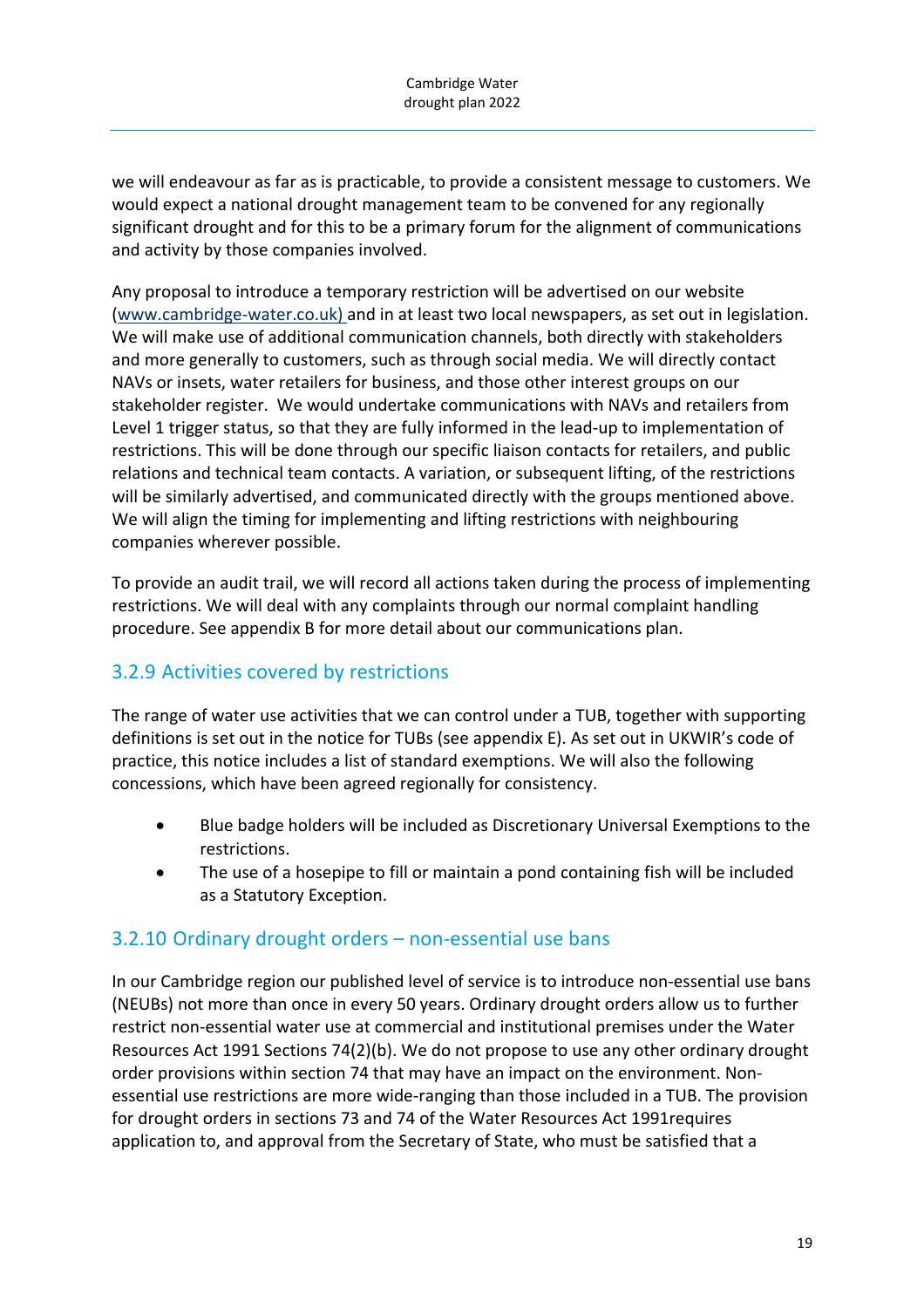we will endeavour as far as is practicable, to provide a consistent message to customers. We would expect a national drought management team to be convened for any regionally significant drought and for this to be a primary forum for the alignment of communications and activity by those companies involved.

Any proposal to introduce a temporary restriction will be advertised on our website (www.cambridge-water.co.uk) and in at least two local newspapers, as set out in legislation. We will make use of additional communication channels, both directly with stakeholders and more generally to customers, such as through social media. We will directly contact NAVs or insets, water retailers for business, and those other interest groups on our stakeholder register. We would undertake communications with NAVs and retailers from Level 1 trigger status, so that they are fully informed in the lead-up to implementation of restrictions. This will be done through our specific liaison contacts for retailers, and public relations and technical team contacts. A variation, or subsequent lifting, of the restrictions will be similarly advertised, and communicated directly with the groups mentioned above. We will align the timing for implementing and lifting restrictions with neighbouring companies wherever possible.

To provide an audit trail, we will record all actions taken during the process of implementing restrictions. We will deal with any complaints through our normal complaint handling procedure. See appendix B for more detail about our communications plan.

### 3.2.9 Activities covered by restrictions

The range of water use activities that we can control under a TUB, together with supporting definitions is set out in the notice for TUBs (see appendix E). As set out in UKWIR's code of practice, this notice includes a list of standard exemptions. We will also the following concessions, which have been agreed regionally for consistency.

- Blue badge holders will be included as Discretionary Universal Exemptions to the restrictions.
- The use of a hosepipe to fill or maintain a pond containing fish will be included as a Statutory Exception.

### 3.2.10 Ordinary drought orders – non-essential use bans

In our Cambridge region our published level of service is to introduce non-essential use bans (NEUBs) not more than once in every 50 years. Ordinary drought orders allow us to further restrict non-essential water use at commercial and institutional premises under the Water Resources Act 1991 Sections 74(2)(b). We do not propose to use any other ordinary drought order provisions within section 74 that may have an impact on the environment. Non-essential use restrictions are more wide-ranging than those included in a TUB. The provision for drought orders in sections 73 and 74 of the Water Resources Act 1991requires application to, and approval from the Secretary of State, who must be satisfied that a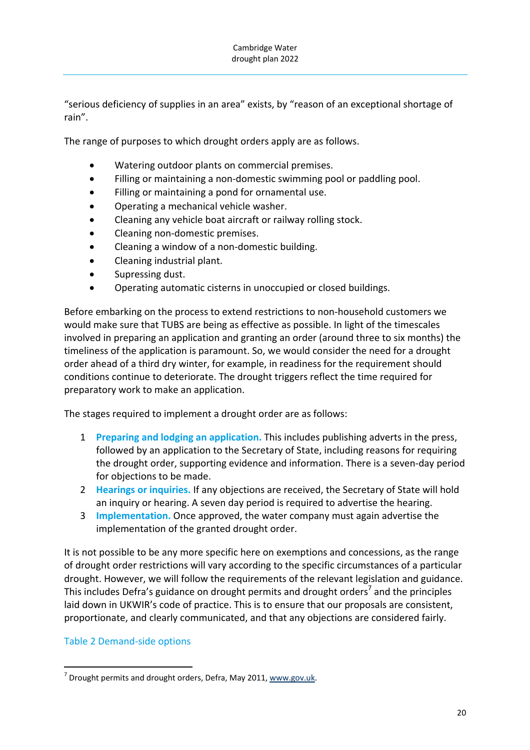"serious deficiency of supplies in an area" exists, by "reason of an exceptional shortage of rain".

The range of purposes to which drought orders apply are as follows.

- Watering outdoor plants on commercial premises.
- Filling or maintaining a non-domestic swimming pool or paddling pool.
- Filling or maintaining a pond for ornamental use.
- Operating a mechanical vehicle washer.
- Cleaning any vehicle boat aircraft or railway rolling stock.
- Cleaning non-domestic premises.
- Cleaning a window of a non-domestic building.
- Cleaning industrial plant.
- Supressing dust.
- Operating automatic cisterns in unoccupied or closed buildings.

Before embarking on the process to extend restrictions to non-household customers we would make sure that TUBS are being as effective as possible. In light of the timescales involved in preparing an application and granting an order (around three to six months) the timeliness of the application is paramount. So, we would consider the need for a drought order ahead of a third dry winter, for example, in readiness for the requirement should conditions continue to deteriorate. The drought triggers reflect the time required for preparatory work to make an application.

The stages required to implement a drought order are as follows:

1. **Preparing and lodging an application.** This includes publishing adverts in the press, followed by an application to the Secretary of State, including reasons for requiring the drought order, supporting evidence and information. There is a seven-day period for objections to be made.
2. **Hearings or inquiries.** If any objections are received, the Secretary of State will hold an inquiry or hearing. A seven day period is required to advertise the hearing.
3. **Implementation.** Once approved, the water company must again advertise the implementation of the granted drought order.

It is not possible to be any more specific here on exemptions and concessions, as the range of drought order restrictions will vary according to the specific circumstances of a particular drought. However, we will follow the requirements of the relevant legislation and guidance. This includes Defra's guidance on drought permits and drought orders[7] and the principles laid down in UKWIR's code of practice. This is to ensure that our proposals are consistent, proportionate, and clearly communicated, and that any objections are considered fairly.

Table 2 Demand-side options

[7] Drought permits and drought orders, Defra, May 2011, www.gov.uk.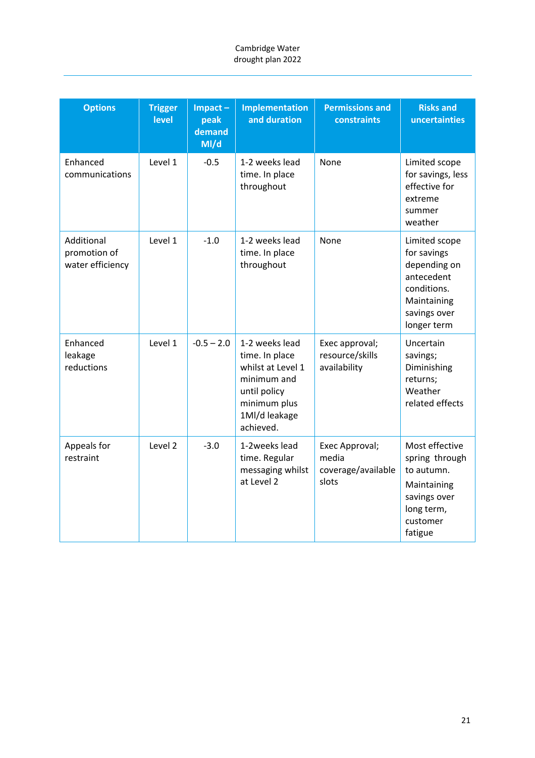| Options | Trigger level | Impact – peak demand Ml/d | Implementation and duration | Permissions and constraints | Risks and uncertainties |
|---|---|---|---|---|---|
| Enhanced communications | Level 1 | -0.5 | 1-2 weeks lead time. In place throughout | None | Limited scope for savings, less effective for extreme summer weather |
| Additional promotion of water efficiency | Level 1 | -1.0 | 1-2 weeks lead time. In place throughout | None | Limited scope for savings depending on antecedent conditions. Maintaining savings over longer term |
| Enhanced leakage reductions | Level 1 | -0.5 – 2.0 | 1-2 weeks lead time. In place whilst at Level 1 minimum and until policy minimum plus 1Ml/d leakage achieved. | Exec approval; resource/skills availability | Uncertain savings; Diminishing returns; Weather related effects |
| Appeals for restraint | Level 2 | -3.0 | 1-2weeks lead time. Regular messaging whilst at Level 2 | Exec Approval; media coverage/available slots | Most effective spring through to autumn. Maintaining savings over long term, customer fatigue |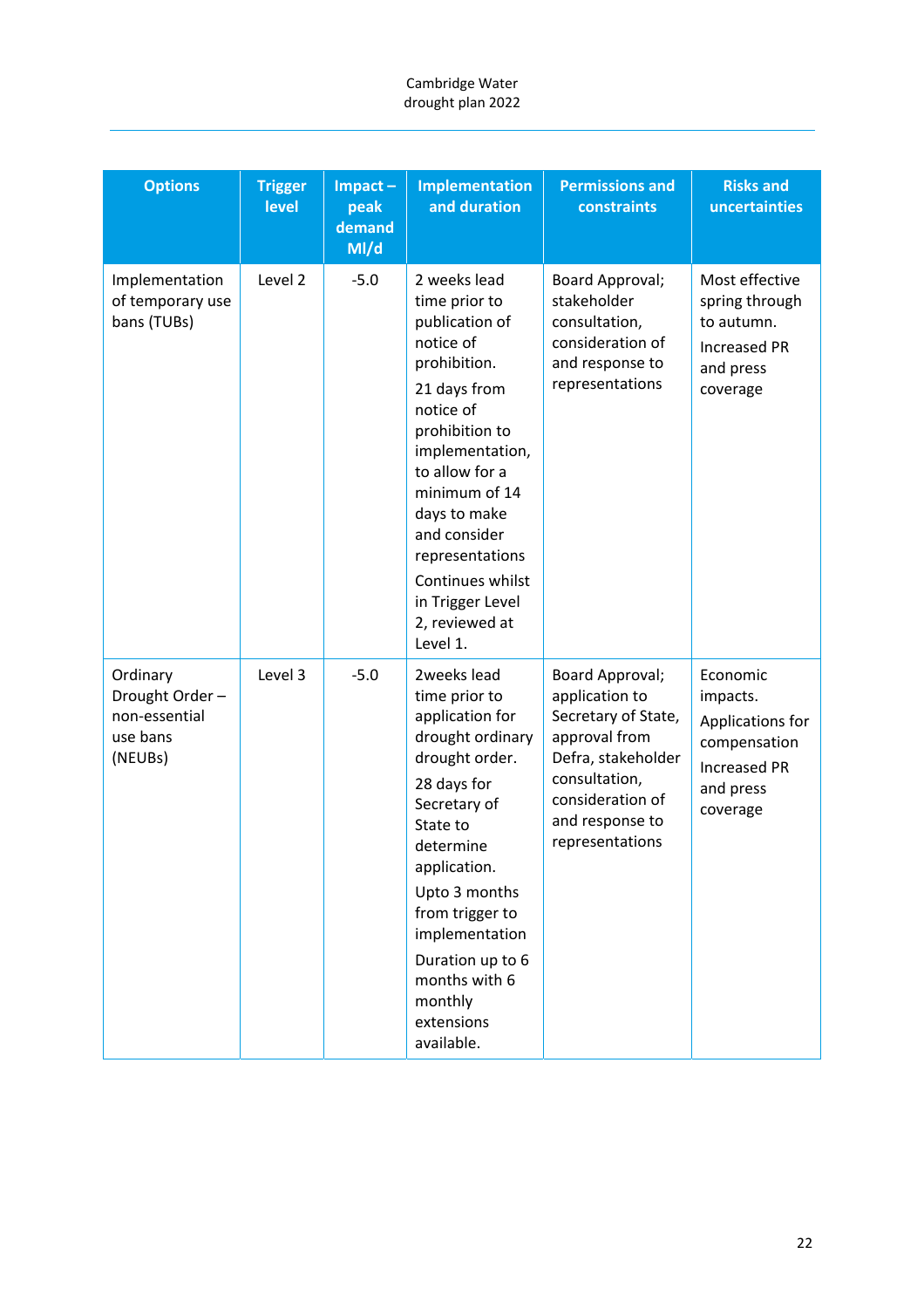| Options | Trigger level | Impact – peak demand Ml/d | Implementation and duration | Permissions and constraints | Risks and uncertainties |
|---|---|---|---|---|---|
| Implementation of temporary use bans (TUBs) | Level 2 | -5.0 | 2 weeks lead time prior to publication of notice of prohibition.<br>21 days from notice of prohibition to implementation, to allow for a minimum of 14 days to make and consider representations<br>Continues whilst in Trigger Level 2, reviewed at Level 1. | Board Approval; stakeholder consultation, consideration of and response to representations | Most effective spring through to autumn.<br>Increased PR and press coverage |
| Ordinary Drought Order – non-essential use bans (NEUBs) | Level 3 | -5.0 | 2weeks lead time prior to application for drought ordinary drought order.<br>28 days for Secretary of State to determine application.<br>Upto 3 months from trigger to implementation<br>Duration up to 6 months with 6 monthly extensions available. | Board Approval; application to Secretary of State, approval from Defra, stakeholder consultation, consideration of and response to representations | Economic impacts.<br>Applications for compensation<br>Increased PR and press coverage |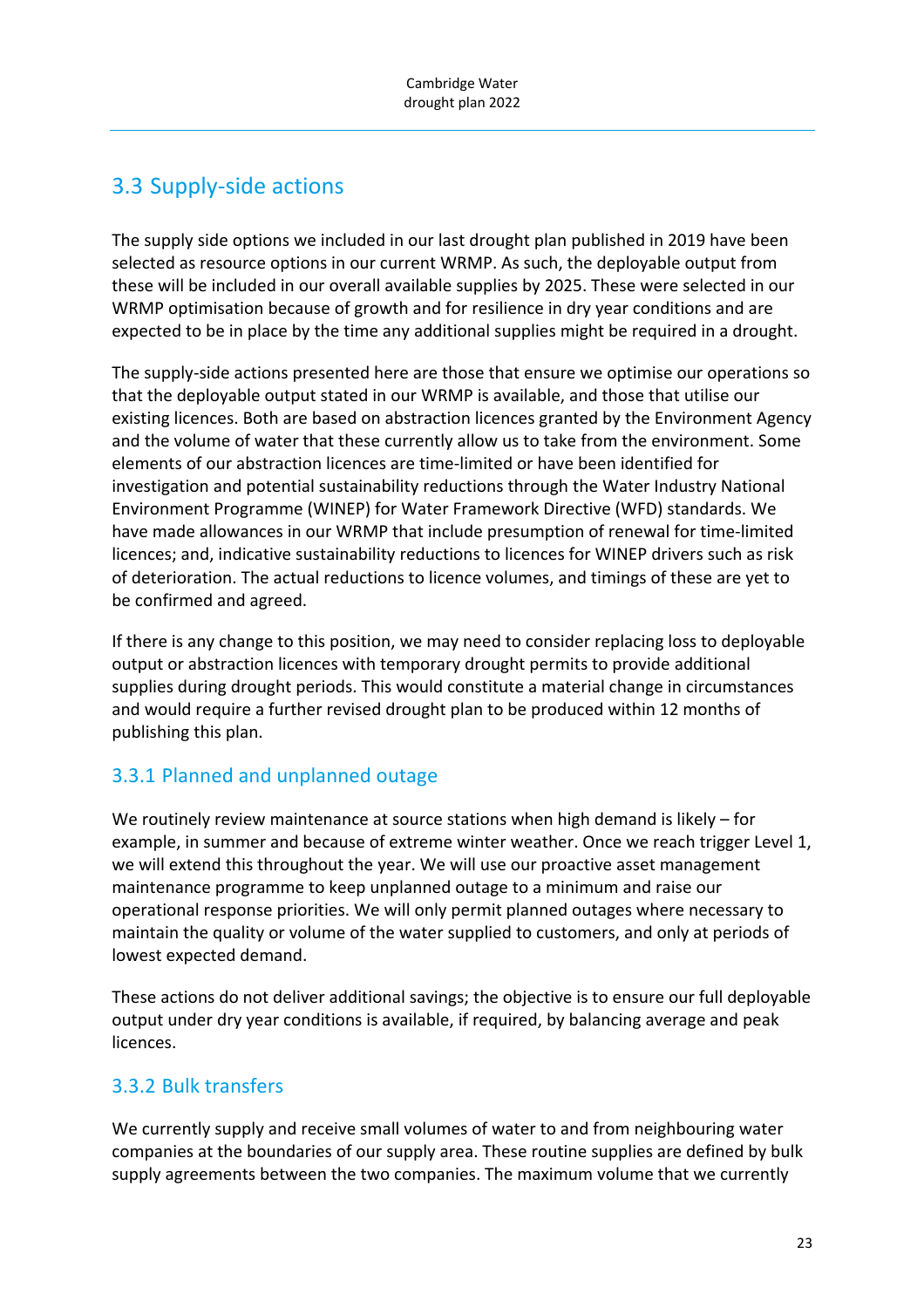## 3.3 Supply-side actions

The supply side options we included in our last drought plan published in 2019 have been selected as resource options in our current WRMP. As such, the deployable output from these will be included in our overall available supplies by 2025. These were selected in our WRMP optimisation because of growth and for resilience in dry year conditions and are expected to be in place by the time any additional supplies might be required in a drought.

The supply-side actions presented here are those that ensure we optimise our operations so that the deployable output stated in our WRMP is available, and those that utilise our existing licences. Both are based on abstraction licences granted by the Environment Agency and the volume of water that these currently allow us to take from the environment. Some elements of our abstraction licences are time-limited or have been identified for investigation and potential sustainability reductions through the Water Industry National Environment Programme (WINEP) for Water Framework Directive (WFD) standards. We have made allowances in our WRMP that include presumption of renewal for time-limited licences; and, indicative sustainability reductions to licences for WINEP drivers such as risk of deterioration. The actual reductions to licence volumes, and timings of these are yet to be confirmed and agreed.

If there is any change to this position, we may need to consider replacing loss to deployable output or abstraction licences with temporary drought permits to provide additional supplies during drought periods. This would constitute a material change in circumstances and would require a further revised drought plan to be produced within 12 months of publishing this plan.

### 3.3.1 Planned and unplanned outage

We routinely review maintenance at source stations when high demand is likely – for example, in summer and because of extreme winter weather. Once we reach trigger Level 1, we will extend this throughout the year. We will use our proactive asset management maintenance programme to keep unplanned outage to a minimum and raise our operational response priorities. We will only permit planned outages where necessary to maintain the quality or volume of the water supplied to customers, and only at periods of lowest expected demand.

These actions do not deliver additional savings; the objective is to ensure our full deployable output under dry year conditions is available, if required, by balancing average and peak licences.

### 3.3.2 Bulk transfers

We currently supply and receive small volumes of water to and from neighbouring water companies at the boundaries of our supply area. These routine supplies are defined by bulk supply agreements between the two companies. The maximum volume that we currently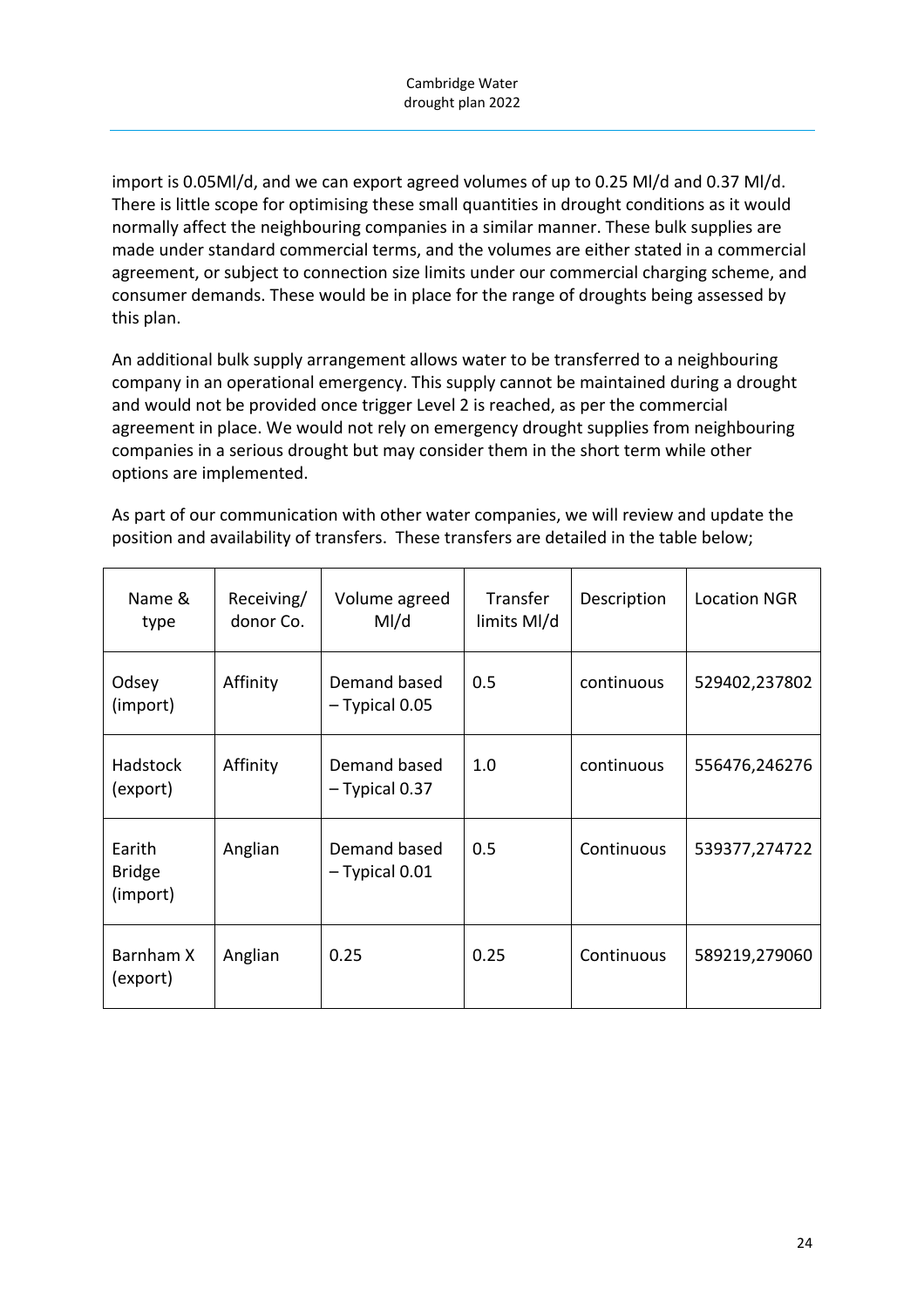import is 0.05Ml/d, and we can export agreed volumes of up to 0.25 Ml/d and 0.37 Ml/d. There is little scope for optimising these small quantities in drought conditions as it would normally affect the neighbouring companies in a similar manner. These bulk supplies are made under standard commercial terms, and the volumes are either stated in a commercial agreement, or subject to connection size limits under our commercial charging scheme, and consumer demands. These would be in place for the range of droughts being assessed by this plan.

An additional bulk supply arrangement allows water to be transferred to a neighbouring company in an operational emergency. This supply cannot be maintained during a drought and would not be provided once trigger Level 2 is reached, as per the commercial agreement in place. We would not rely on emergency drought supplies from neighbouring companies in a serious drought but may consider them in the short term while other options are implemented.

As part of our communication with other water companies, we will review and update the position and availability of transfers. These transfers are detailed in the table below;

| Name & type | Receiving/ donor Co. | Volume agreed Ml/d | Transfer limits Ml/d | Description | Location NGR |
|---|---|---|---|---|---|
| Odsey (import) | Affinity | Demand based – Typical 0.05 | 0.5 | continuous | 529402,237802 |
| Hadstock (export) | Affinity | Demand based – Typical 0.37 | 1.0 | continuous | 556476,246276 |
| Earith Bridge (import) | Anglian | Demand based – Typical 0.01 | 0.5 | Continuous | 539377,274722 |
| Barnham X (export) | Anglian | 0.25 | 0.25 | Continuous | 589219,279060 |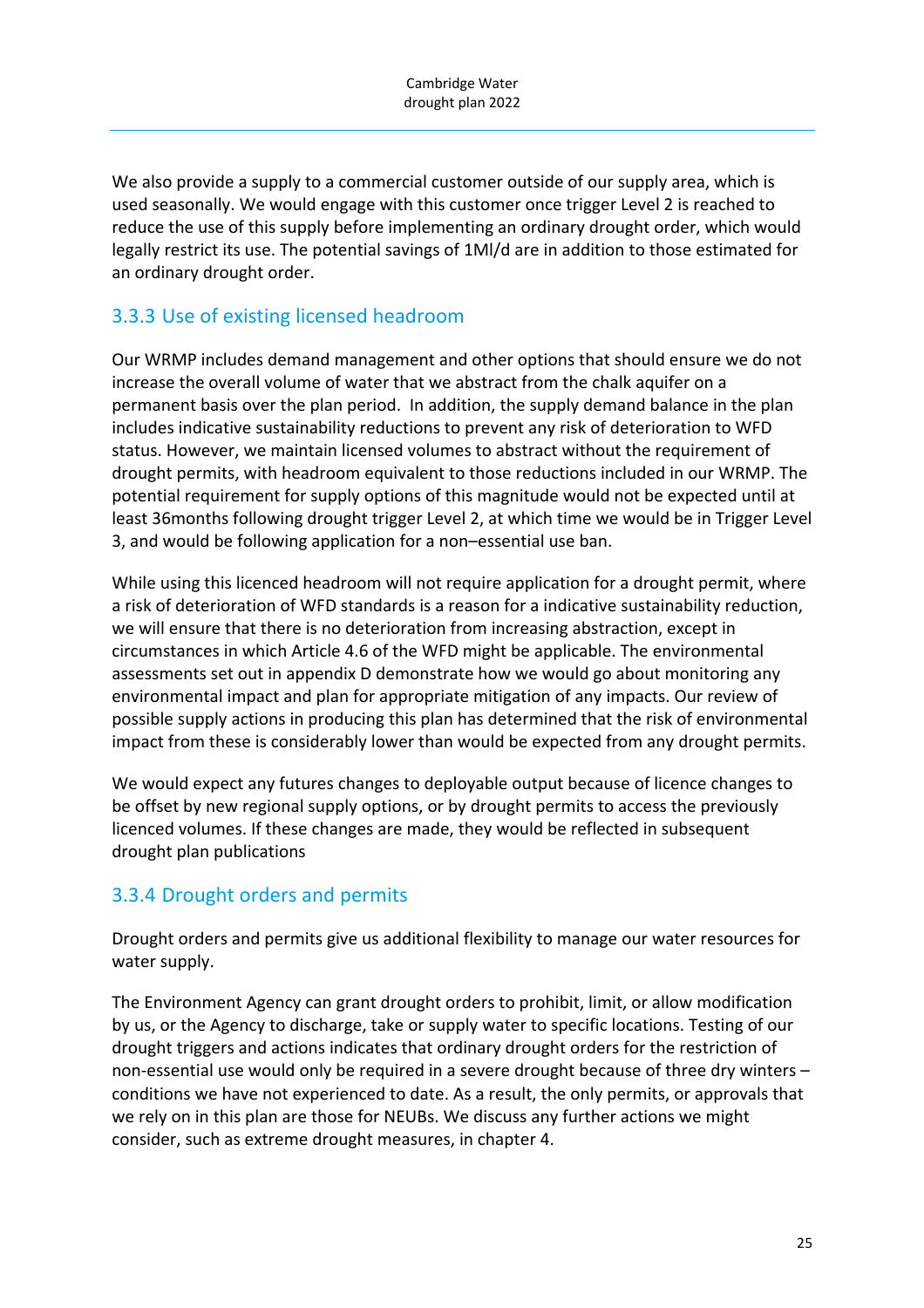We also provide a supply to a commercial customer outside of our supply area, which is used seasonally. We would engage with this customer once trigger Level 2 is reached to reduce the use of this supply before implementing an ordinary drought order, which would legally restrict its use. The potential savings of 1Ml/d are in addition to those estimated for an ordinary drought order.

### 3.3.3 Use of existing licensed headroom

Our WRMP includes demand management and other options that should ensure we do not increase the overall volume of water that we abstract from the chalk aquifer on a permanent basis over the plan period. In addition, the supply demand balance in the plan includes indicative sustainability reductions to prevent any risk of deterioration to WFD status. However, we maintain licensed volumes to abstract without the requirement of drought permits, with headroom equivalent to those reductions included in our WRMP. The potential requirement for supply options of this magnitude would not be expected until at least 36months following drought trigger Level 2, at which time we would be in Trigger Level 3, and would be following application for a non–essential use ban.

While using this licenced headroom will not require application for a drought permit, where a risk of deterioration of WFD standards is a reason for a indicative sustainability reduction, we will ensure that there is no deterioration from increasing abstraction, except in circumstances in which Article 4.6 of the WFD might be applicable. The environmental assessments set out in appendix D demonstrate how we would go about monitoring any environmental impact and plan for appropriate mitigation of any impacts. Our review of possible supply actions in producing this plan has determined that the risk of environmental impact from these is considerably lower than would be expected from any drought permits.

We would expect any futures changes to deployable output because of licence changes to be offset by new regional supply options, or by drought permits to access the previously licenced volumes. If these changes are made, they would be reflected in subsequent drought plan publications

### 3.3.4 Drought orders and permits

Drought orders and permits give us additional flexibility to manage our water resources for water supply.

The Environment Agency can grant drought orders to prohibit, limit, or allow modification by us, or the Agency to discharge, take or supply water to specific locations. Testing of our drought triggers and actions indicates that ordinary drought orders for the restriction of non-essential use would only be required in a severe drought because of three dry winters – conditions we have not experienced to date. As a result, the only permits, or approvals that we rely on in this plan are those for NEUBs. We discuss any further actions we might consider, such as extreme drought measures, in chapter 4.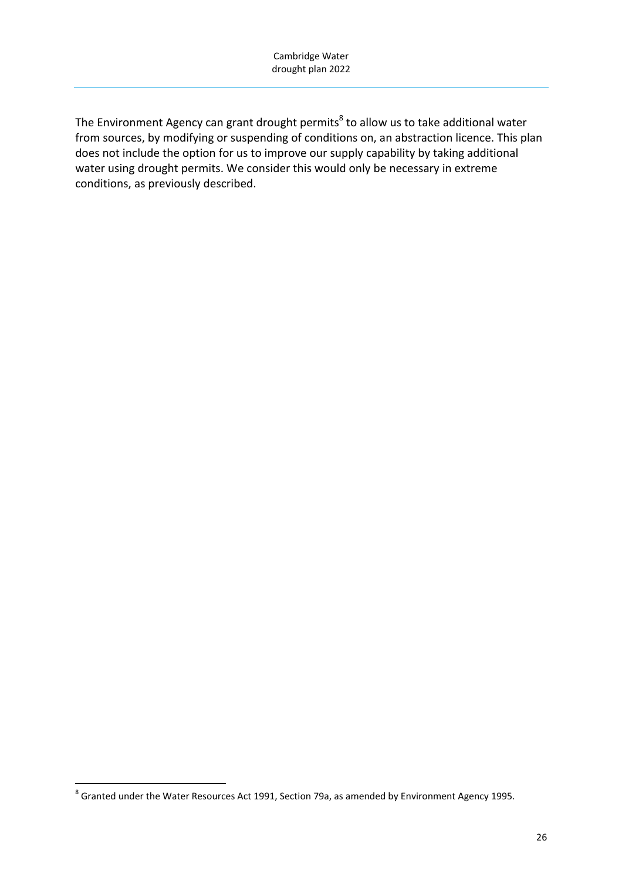The Environment Agency can grant drought permits[8] to allow us to take additional water from sources, by modifying or suspending of conditions on, an abstraction licence. This plan does not include the option for us to improve our supply capability by taking additional water using drought permits. We consider this would only be necessary in extreme conditions, as previously described.

[8] Granted under the Water Resources Act 1991, Section 79a, as amended by Environment Agency 1995.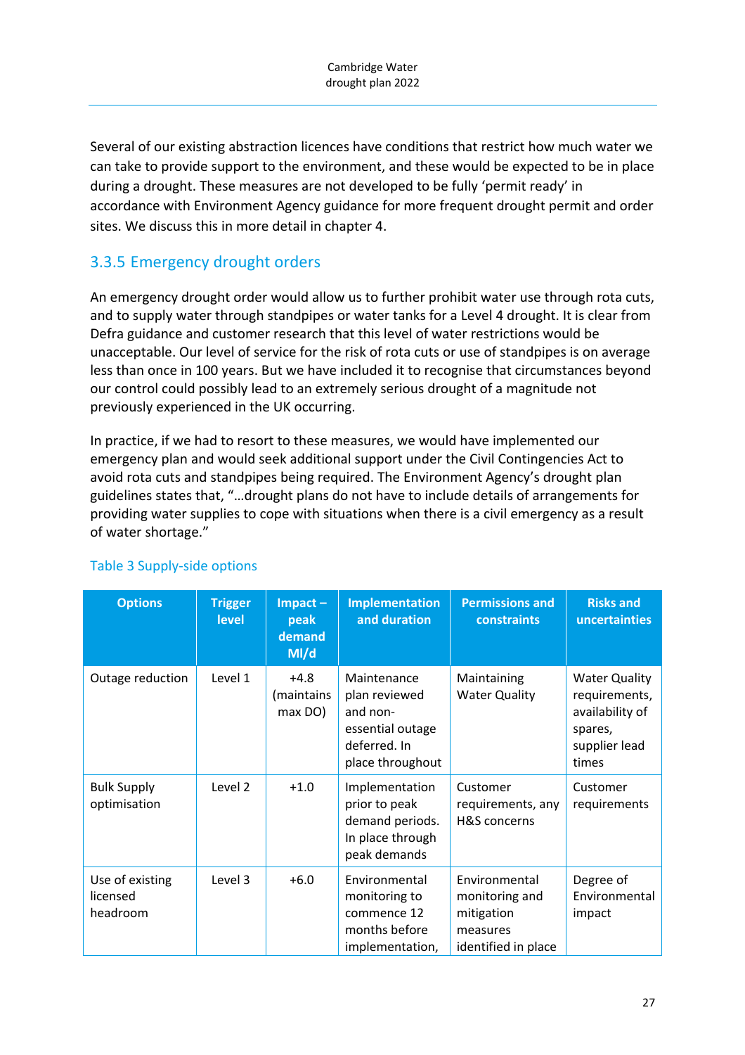Several of our existing abstraction licences have conditions that restrict how much water we can take to provide support to the environment, and these would be expected to be in place during a drought. These measures are not developed to be fully 'permit ready' in accordance with Environment Agency guidance for more frequent drought permit and order sites. We discuss this in more detail in chapter 4.

### 3.3.5 Emergency drought orders

An emergency drought order would allow us to further prohibit water use through rota cuts, and to supply water through standpipes or water tanks for a Level 4 drought. It is clear from Defra guidance and customer research that this level of water restrictions would be unacceptable. Our level of service for the risk of rota cuts or use of standpipes is on average less than once in 100 years. But we have included it to recognise that circumstances beyond our control could possibly lead to an extremely serious drought of a magnitude not previously experienced in the UK occurring.

In practice, if we had to resort to these measures, we would have implemented our emergency plan and would seek additional support under the Civil Contingencies Act to avoid rota cuts and standpipes being required. The Environment Agency's drought plan guidelines states that, "…drought plans do not have to include details of arrangements for providing water supplies to cope with situations when there is a civil emergency as a result of water shortage."

Table 3 Supply-side options

| Options | Trigger level | Impact – peak demand Ml/d | Implementation and duration | Permissions and constraints | Risks and uncertainties |
|---|---|---|---|---|---|
| Outage reduction | Level 1 | +4.8 (maintains max DO) | Maintenance plan reviewed and non-essential outage deferred. In place throughout | Maintaining Water Quality | Water Quality requirements, availability of spares, supplier lead times |
| Bulk Supply optimisation | Level 2 | +1.0 | Implementation prior to peak demand periods. In place through peak demands | Customer requirements, any H&S concerns | Customer requirements |
| Use of existing licensed headroom | Level 3 | +6.0 | Environmental monitoring to commence 12 months before implementation, | Environmental monitoring and mitigation measures identified in place | Degree of Environmental impact |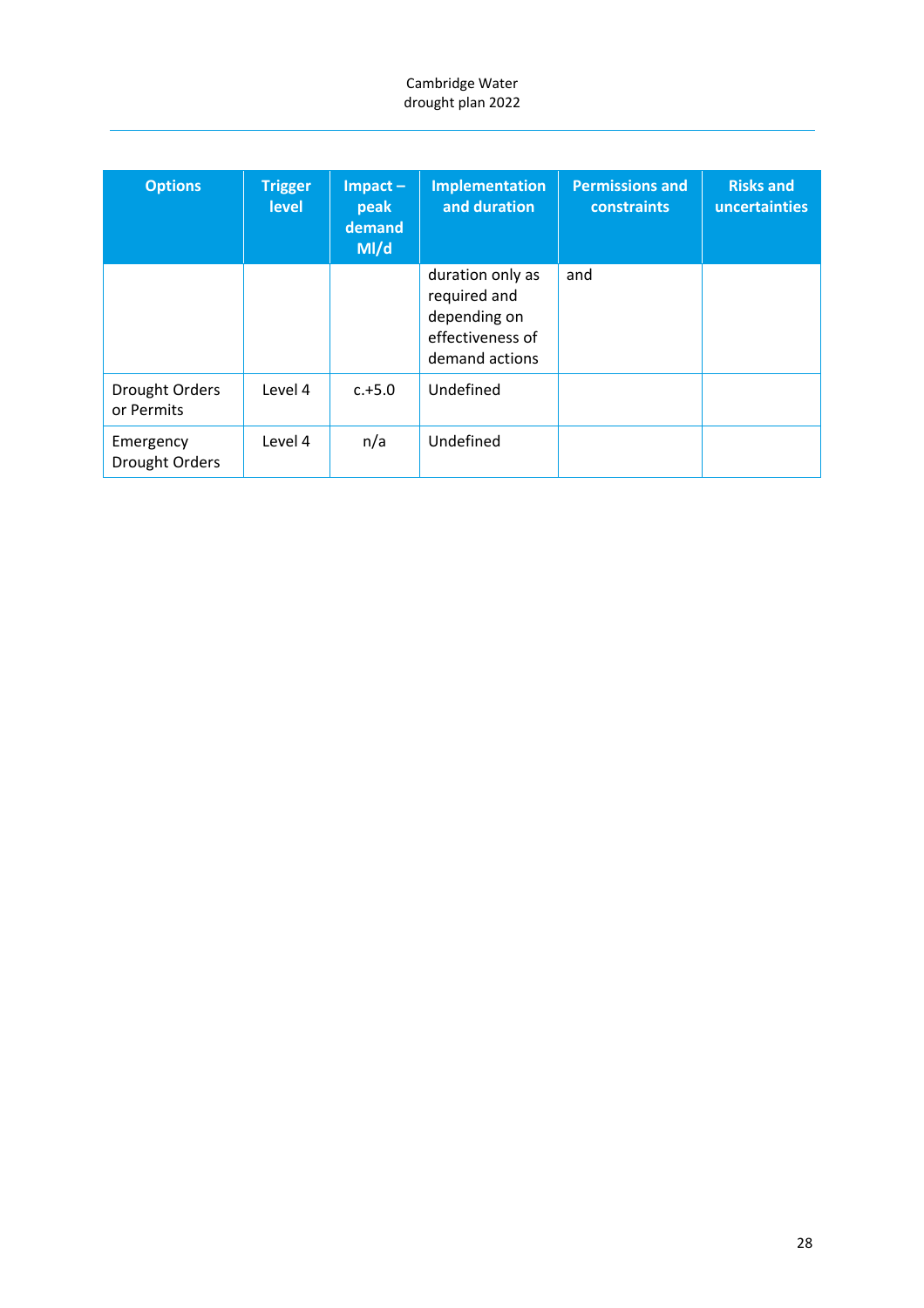| Options | Trigger level | Impact – peak demand Ml/d | Implementation and duration | Permissions and constraints | Risks and uncertainties |
|---|---|---|---|---|---|
| | | | duration only as required and depending on effectiveness of demand actions | and | |
| Drought Orders or Permits | Level 4 | c.+5.0 | Undefined | | |
| Emergency Drought Orders | Level 4 | n/a | Undefined | | |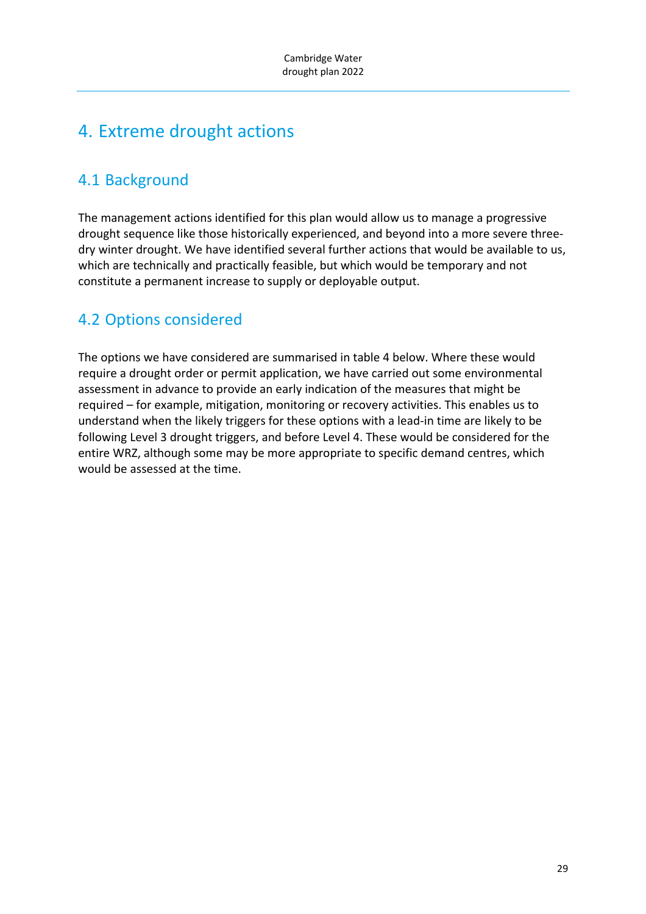# 4. Extreme drought actions

## 4.1 Background

The management actions identified for this plan would allow us to manage a progressive drought sequence like those historically experienced, and beyond into a more severe three-dry winter drought. We have identified several further actions that would be available to us, which are technically and practically feasible, but which would be temporary and not constitute a permanent increase to supply or deployable output.

## 4.2 Options considered

The options we have considered are summarised in table 4 below. Where these would require a drought order or permit application, we have carried out some environmental assessment in advance to provide an early indication of the measures that might be required – for example, mitigation, monitoring or recovery activities. This enables us to understand when the likely triggers for these options with a lead-in time are likely to be following Level 3 drought triggers, and before Level 4. These would be considered for the entire WRZ, although some may be more appropriate to specific demand centres, which would be assessed at the time.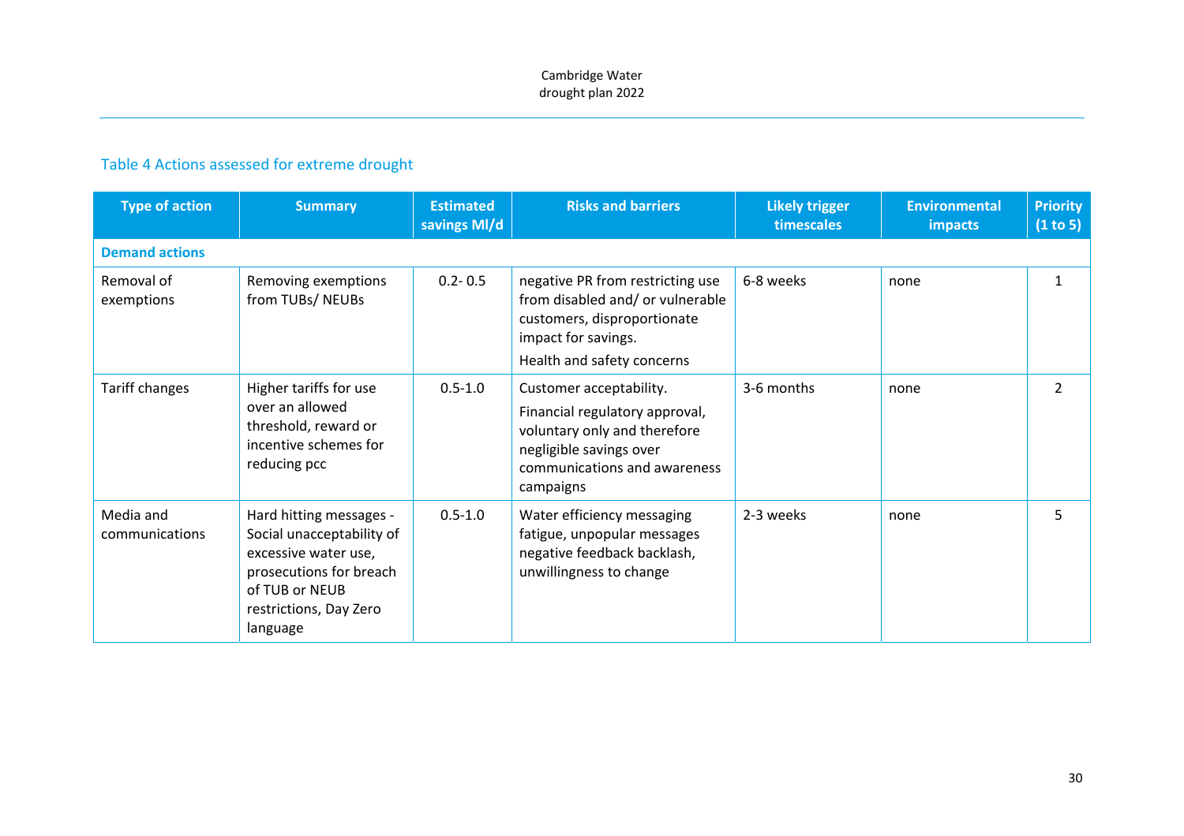### Table 4 Actions assessed for extreme drought

| Type of action | Summary | Estimated savings Ml/d | Risks and barriers | Likely trigger timescales | Environmental impacts | Priority (1 to 5) |
|---|---|---|---|---|---|---|
| **Demand actions** | | | | | | |
| Removal of exemptions | Removing exemptions from TUBs/ NEUBs | 0.2- 0.5 | negative PR from restricting use from disabled and/ or vulnerable customers, disproportionate impact for savings. Health and safety concerns | 6-8 weeks | none | 1 |
| Tariff changes | Higher tariffs for use over an allowed threshold, reward or incentive schemes for reducing pcc | 0.5-1.0 | Customer acceptability. Financial regulatory approval, voluntary only and therefore negligible savings over communications and awareness campaigns | 3-6 months | none | 2 |
| Media and communications | Hard hitting messages - Social unacceptability of excessive water use, prosecutions for breach of TUB or NEUB restrictions, Day Zero language | 0.5-1.0 | Water efficiency messaging fatigue, unpopular messages negative feedback backlash, unwillingness to change | 2-3 weeks | none | 5 |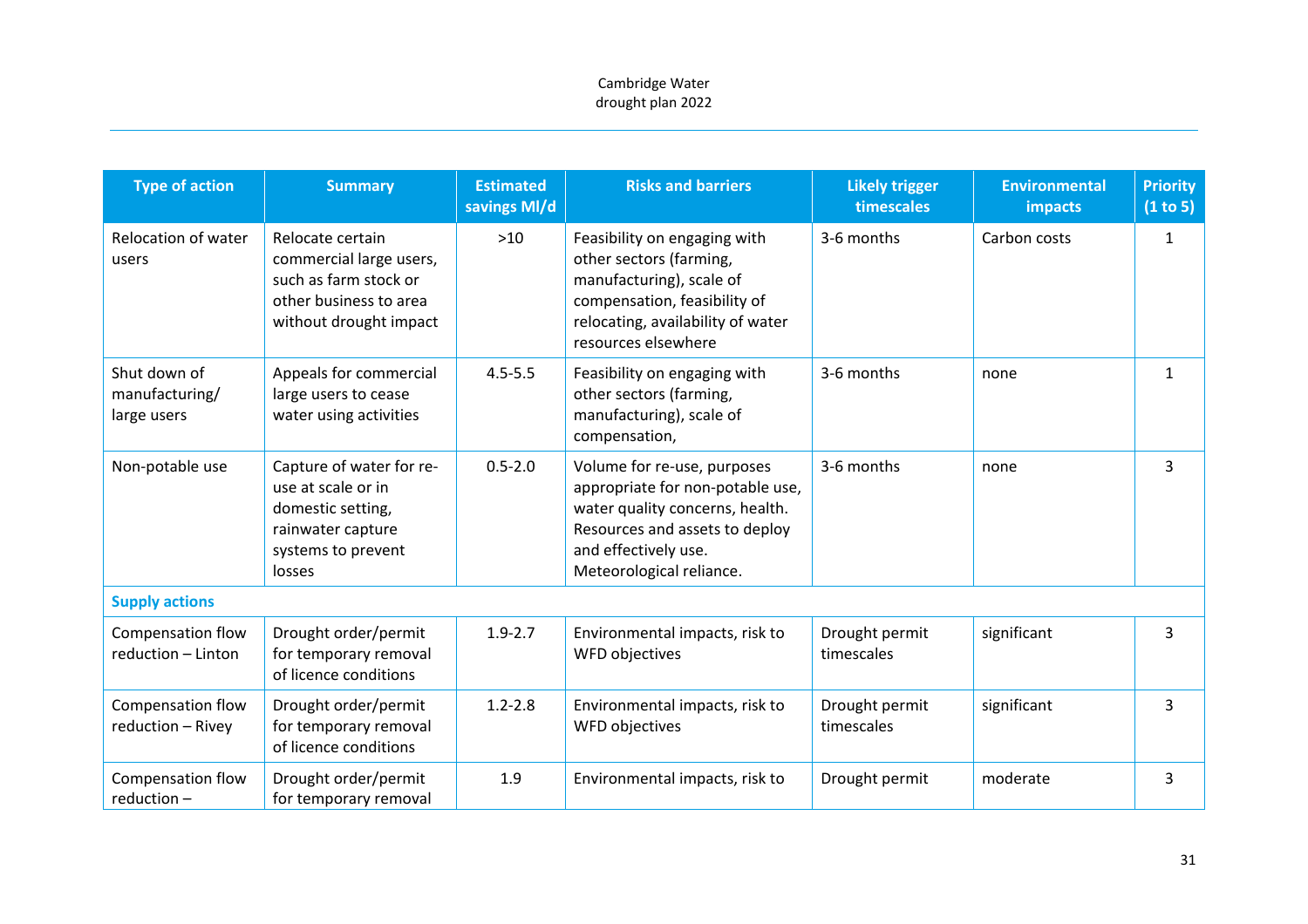| Type of action | Summary | Estimated savings Ml/d | Risks and barriers | Likely trigger timescales | Environmental impacts | Priority (1 to 5) |
|---|---|---|---|---|---|---|
| Relocation of water users | Relocate certain commercial large users, such as farm stock or other business to area without drought impact | >10 | Feasibility on engaging with other sectors (farming, manufacturing), scale of compensation, feasibility of relocating, availability of water resources elsewhere | 3-6 months | Carbon costs | 1 |
| Shut down of manufacturing/ large users | Appeals for commercial large users to cease water using activities | 4.5-5.5 | Feasibility on engaging with other sectors (farming, manufacturing), scale of compensation, | 3-6 months | none | 1 |
| Non-potable use | Capture of water for re-use at scale or in domestic setting, rainwater capture systems to prevent losses | 0.5-2.0 | Volume for re-use, purposes appropriate for non-potable use, water quality concerns, health. Resources and assets to deploy and effectively use. Meteorological reliance. | 3-6 months | none | 3 |
| **Supply actions** | | | | | | |
| Compensation flow reduction – Linton | Drought order/permit for temporary removal of licence conditions | 1.9-2.7 | Environmental impacts, risk to WFD objectives | Drought permit timescales | significant | 3 |
| Compensation flow reduction – Rivey | Drought order/permit for temporary removal of licence conditions | 1.2-2.8 | Environmental impacts, risk to WFD objectives | Drought permit timescales | significant | 3 |
| Compensation flow reduction – | Drought order/permit for temporary removal | 1.9 | Environmental impacts, risk to | Drought permit | moderate | 3 |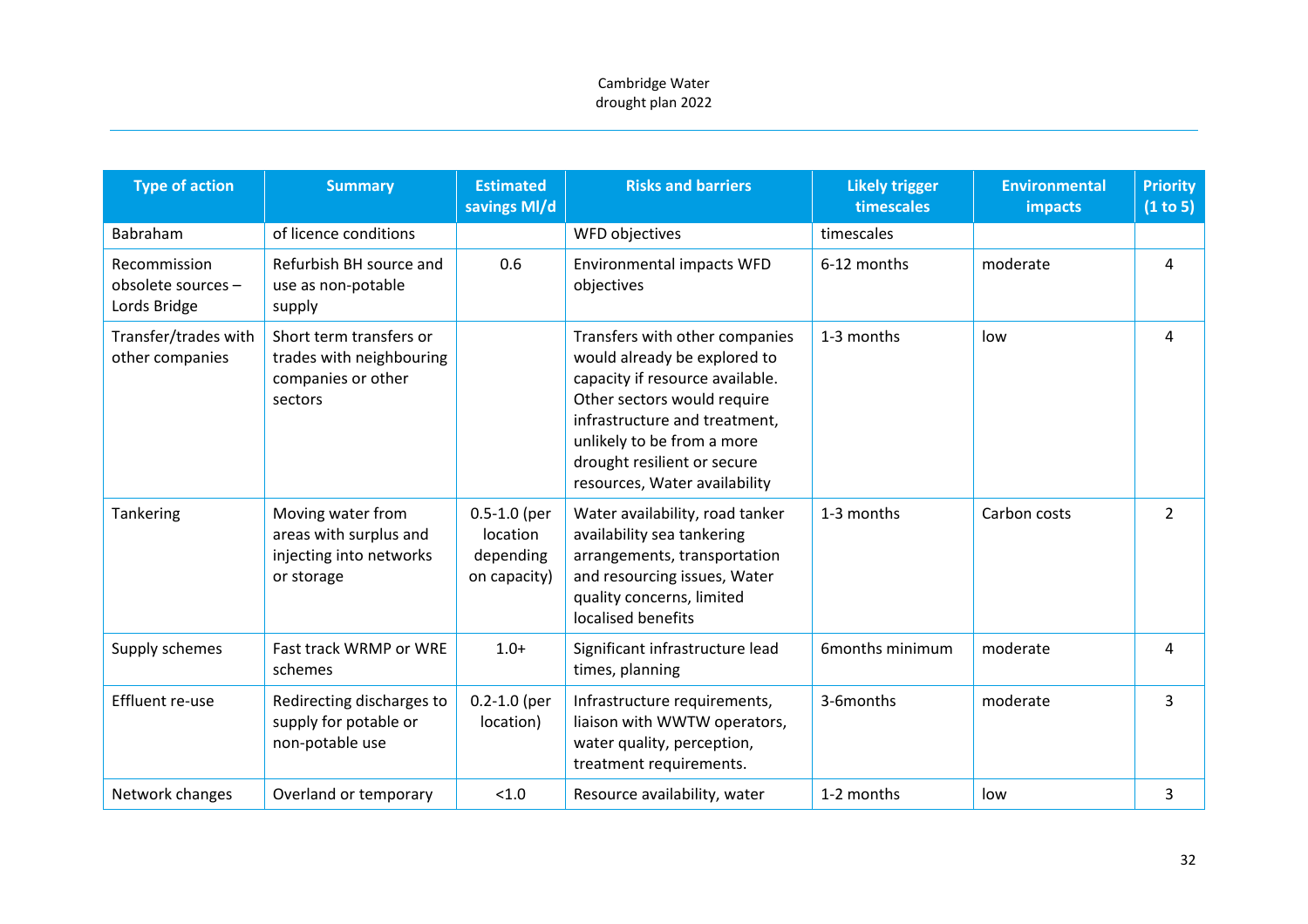| Type of action | Summary | Estimated savings Ml/d | Risks and barriers | Likely trigger timescales | Environmental impacts | Priority (1 to 5) |
|---|---|---|---|---|---|---|
| Babraham | of licence conditions | | WFD objectives | timescales | | |
| Recommission obsolete sources – Lords Bridge | Refurbish BH source and use as non-potable supply | 0.6 | Environmental impacts WFD objectives | 6-12 months | moderate | 4 |
| Transfer/trades with other companies | Short term transfers or trades with neighbouring companies or other sectors | | Transfers with other companies would already be explored to capacity if resource available. Other sectors would require infrastructure and treatment, unlikely to be from a more drought resilient or secure resources, Water availability | 1-3 months | low | 4 |
| Tankering | Moving water from areas with surplus and injecting into networks or storage | 0.5-1.0 (per location depending on capacity) | Water availability, road tanker availability sea tankering arrangements, transportation and resourcing issues, Water quality concerns, limited localised benefits | 1-3 months | Carbon costs | 2 |
| Supply schemes | Fast track WRMP or WRE schemes | 1.0+ | Significant infrastructure lead times, planning | 6months minimum | moderate | 4 |
| Effluent re-use | Redirecting discharges to supply for potable or non-potable use | 0.2-1.0 (per location) | Infrastructure requirements, liaison with WWTW operators, water quality, perception, treatment requirements. | 3-6months | moderate | 3 |
| Network changes | Overland or temporary | <1.0 | Resource availability, water | 1-2 months | low | 3 |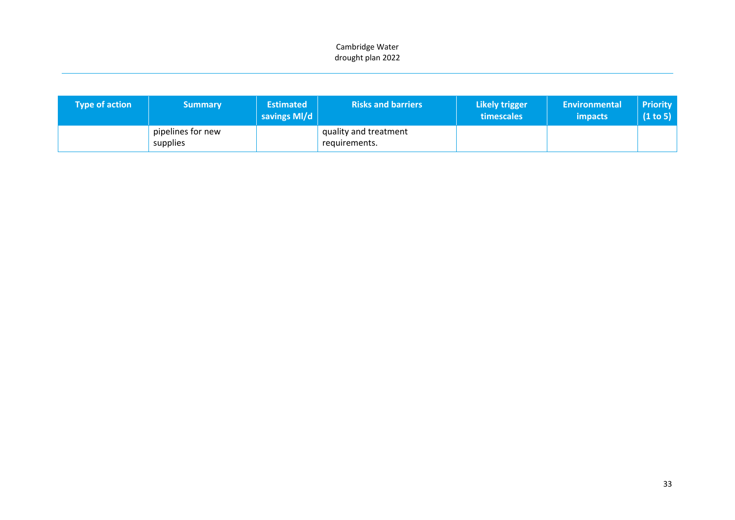| Type of action | Summary | Estimated savings Ml/d | Risks and barriers | Likely trigger timescales | Environmental impacts | Priority (1 to 5) |
|---|---|---|---|---|---|---|
| | pipelines for new supplies | | quality and treatment requirements. | | | |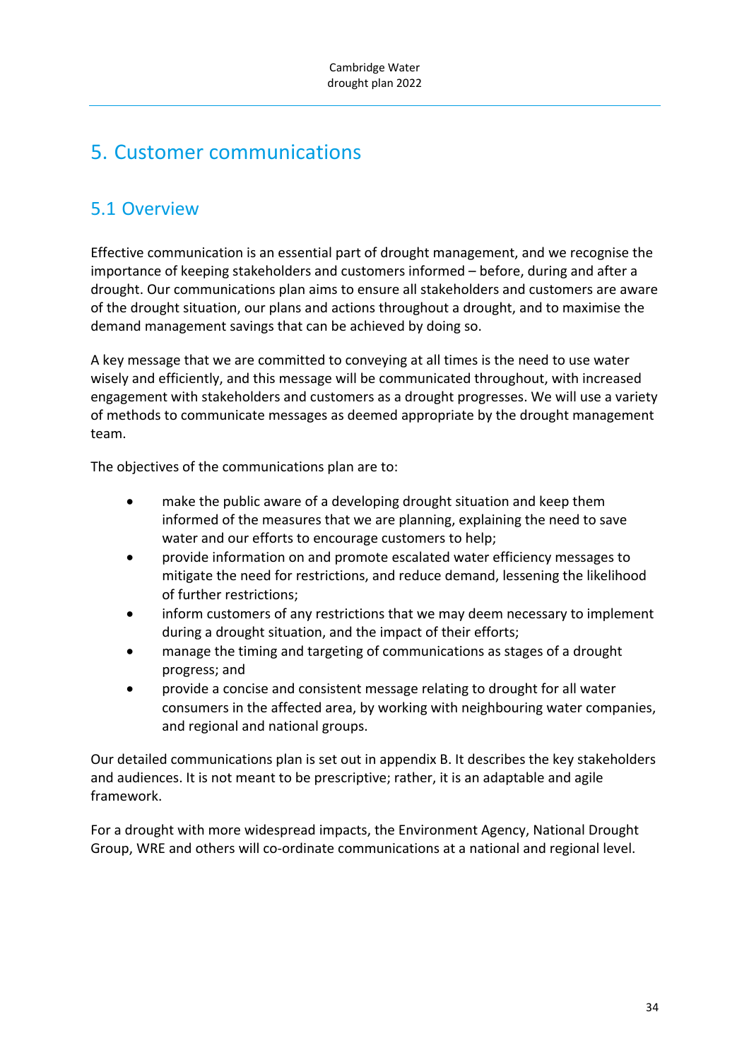# 5. Customer communications

## 5.1 Overview

Effective communication is an essential part of drought management, and we recognise the importance of keeping stakeholders and customers informed – before, during and after a drought. Our communications plan aims to ensure all stakeholders and customers are aware of the drought situation, our plans and actions throughout a drought, and to maximise the demand management savings that can be achieved by doing so.

A key message that we are committed to conveying at all times is the need to use water wisely and efficiently, and this message will be communicated throughout, with increased engagement with stakeholders and customers as a drought progresses. We will use a variety of methods to communicate messages as deemed appropriate by the drought management team.

The objectives of the communications plan are to:

- make the public aware of a developing drought situation and keep them informed of the measures that we are planning, explaining the need to save water and our efforts to encourage customers to help;
- provide information on and promote escalated water efficiency messages to mitigate the need for restrictions, and reduce demand, lessening the likelihood of further restrictions;
- inform customers of any restrictions that we may deem necessary to implement during a drought situation, and the impact of their efforts;
- manage the timing and targeting of communications as stages of a drought progress; and
- provide a concise and consistent message relating to drought for all water consumers in the affected area, by working with neighbouring water companies, and regional and national groups.

Our detailed communications plan is set out in appendix B. It describes the key stakeholders and audiences. It is not meant to be prescriptive; rather, it is an adaptable and agile framework.

For a drought with more widespread impacts, the Environment Agency, National Drought Group, WRE and others will co-ordinate communications at a national and regional level.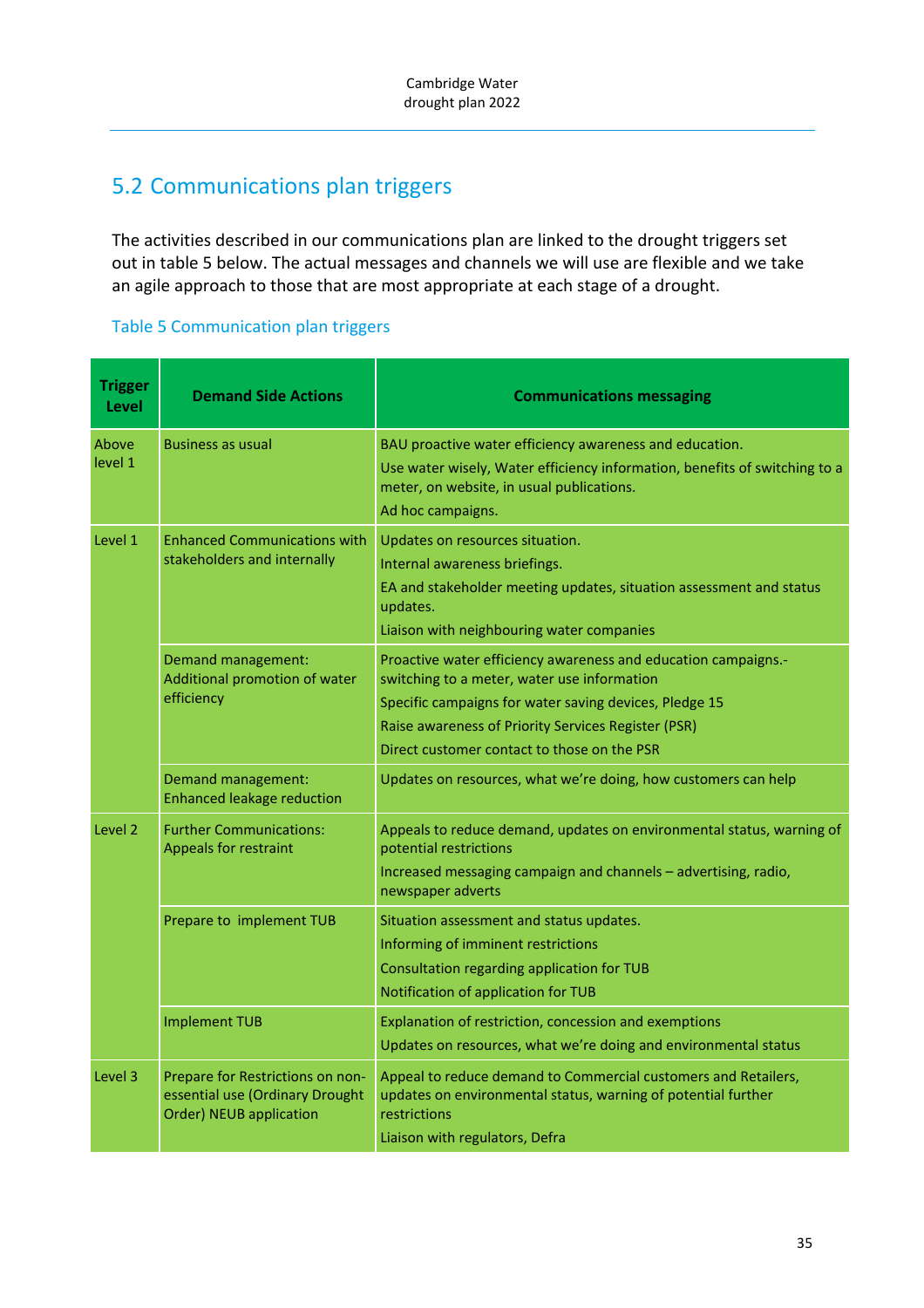## 5.2 Communications plan triggers

The activities described in our communications plan are linked to the drought triggers set out in table 5 below. The actual messages and channels we will use are flexible and we take an agile approach to those that are most appropriate at each stage of a drought.

Table 5 Communication plan triggers

| Trigger Level | Demand Side Actions | Communications messaging |
|---|---|---|
| Above level 1 | Business as usual | BAU proactive water efficiency awareness and education.<br>Use water wisely, Water efficiency information, benefits of switching to a meter, on website, in usual publications.<br>Ad hoc campaigns. |
| Level 1 | Enhanced Communications with stakeholders and internally | Updates on resources situation.<br>Internal awareness briefings.<br>EA and stakeholder meeting updates, situation assessment and status updates.<br>Liaison with neighbouring water companies |
| | Demand management: Additional promotion of water efficiency | Proactive water efficiency awareness and education campaigns.- switching to a meter, water use information<br>Specific campaigns for water saving devices, Pledge 15<br>Raise awareness of Priority Services Register (PSR)<br>Direct customer contact to those on the PSR |
| | Demand management: Enhanced leakage reduction | Updates on resources, what we're doing, how customers can help |
| Level 2 | Further Communications: Appeals for restraint | Appeals to reduce demand, updates on environmental status, warning of potential restrictions<br>Increased messaging campaign and channels – advertising, radio, newspaper adverts |
| | Prepare to implement TUB | Situation assessment and status updates.<br>Informing of imminent restrictions<br>Consultation regarding application for TUB<br>Notification of application for TUB |
| | Implement TUB | Explanation of restriction, concession and exemptions<br>Updates on resources, what we're doing and environmental status |
| Level 3 | Prepare for Restrictions on non-essential use (Ordinary Drought Order) NEUB application | Appeal to reduce demand to Commercial customers and Retailers, updates on environmental status, warning of potential further restrictions<br>Liaison with regulators, Defra |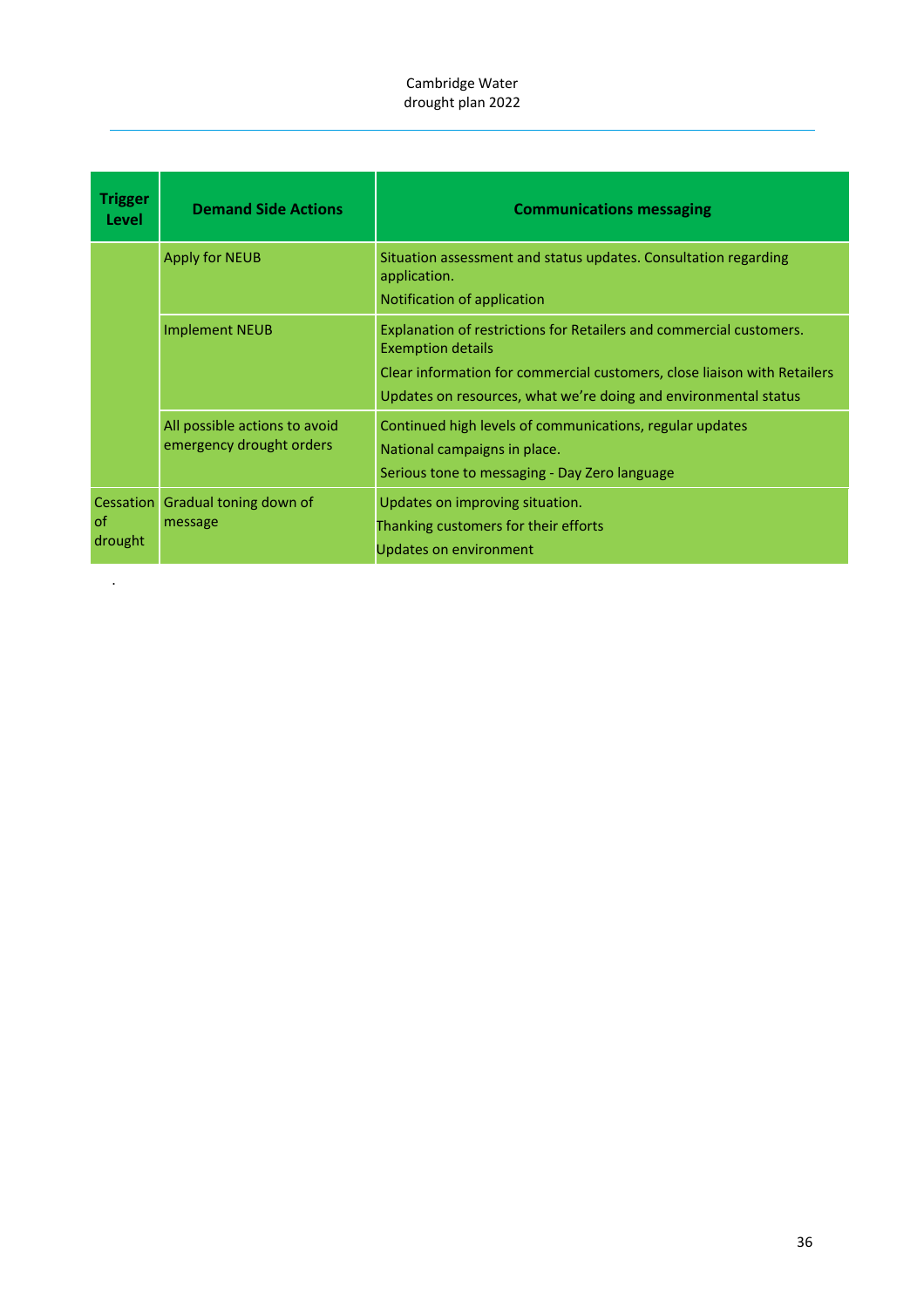| Trigger Level | Demand Side Actions | Communications messaging |
|---|---|---|
| | Apply for NEUB | Situation assessment and status updates. Consultation regarding application.<br>Notification of application |
| | Implement NEUB | Explanation of restrictions for Retailers and commercial customers. Exemption details<br>Clear information for commercial customers, close liaison with Retailers<br>Updates on resources, what we're doing and environmental status |
| | All possible actions to avoid emergency drought orders | Continued high levels of communications, regular updates<br>National campaigns in place.<br>Serious tone to messaging - Day Zero language |
| Cessation of drought | Gradual toning down of message | Updates on improving situation.<br>Thanking customers for their efforts<br>Updates on environment |

.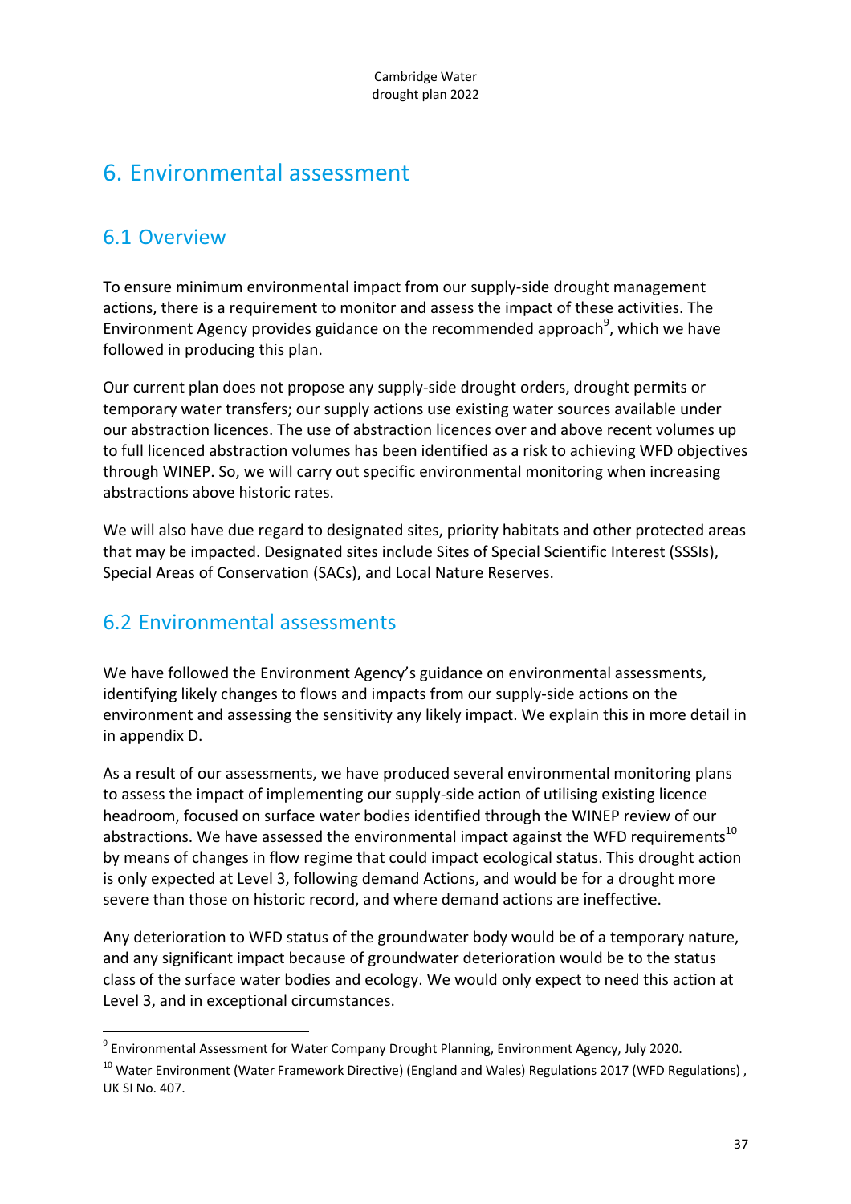# 6. Environmental assessment

## 6.1 Overview

To ensure minimum environmental impact from our supply-side drought management actions, there is a requirement to monitor and assess the impact of these activities. The Environment Agency provides guidance on the recommended approach[9], which we have followed in producing this plan.

Our current plan does not propose any supply-side drought orders, drought permits or temporary water transfers; our supply actions use existing water sources available under our abstraction licences. The use of abstraction licences over and above recent volumes up to full licenced abstraction volumes has been identified as a risk to achieving WFD objectives through WINEP. So, we will carry out specific environmental monitoring when increasing abstractions above historic rates.

We will also have due regard to designated sites, priority habitats and other protected areas that may be impacted. Designated sites include Sites of Special Scientific Interest (SSSIs), Special Areas of Conservation (SACs), and Local Nature Reserves.

## 6.2 Environmental assessments

We have followed the Environment Agency's guidance on environmental assessments, identifying likely changes to flows and impacts from our supply-side actions on the environment and assessing the sensitivity any likely impact. We explain this in more detail in in appendix D.

As a result of our assessments, we have produced several environmental monitoring plans to assess the impact of implementing our supply-side action of utilising existing licence headroom, focused on surface water bodies identified through the WINEP review of our abstractions. We have assessed the environmental impact against the WFD requirements[10] by means of changes in flow regime that could impact ecological status. This drought action is only expected at Level 3, following demand Actions, and would be for a drought more severe than those on historic record, and where demand actions are ineffective.

Any deterioration to WFD status of the groundwater body would be of a temporary nature, and any significant impact because of groundwater deterioration would be to the status class of the surface water bodies and ecology. We would only expect to need this action at Level 3, and in exceptional circumstances.

---

[9] Environmental Assessment for Water Company Drought Planning, Environment Agency, July 2020.

[10] Water Environment (Water Framework Directive) (England and Wales) Regulations 2017 (WFD Regulations) , UK SI No. 407.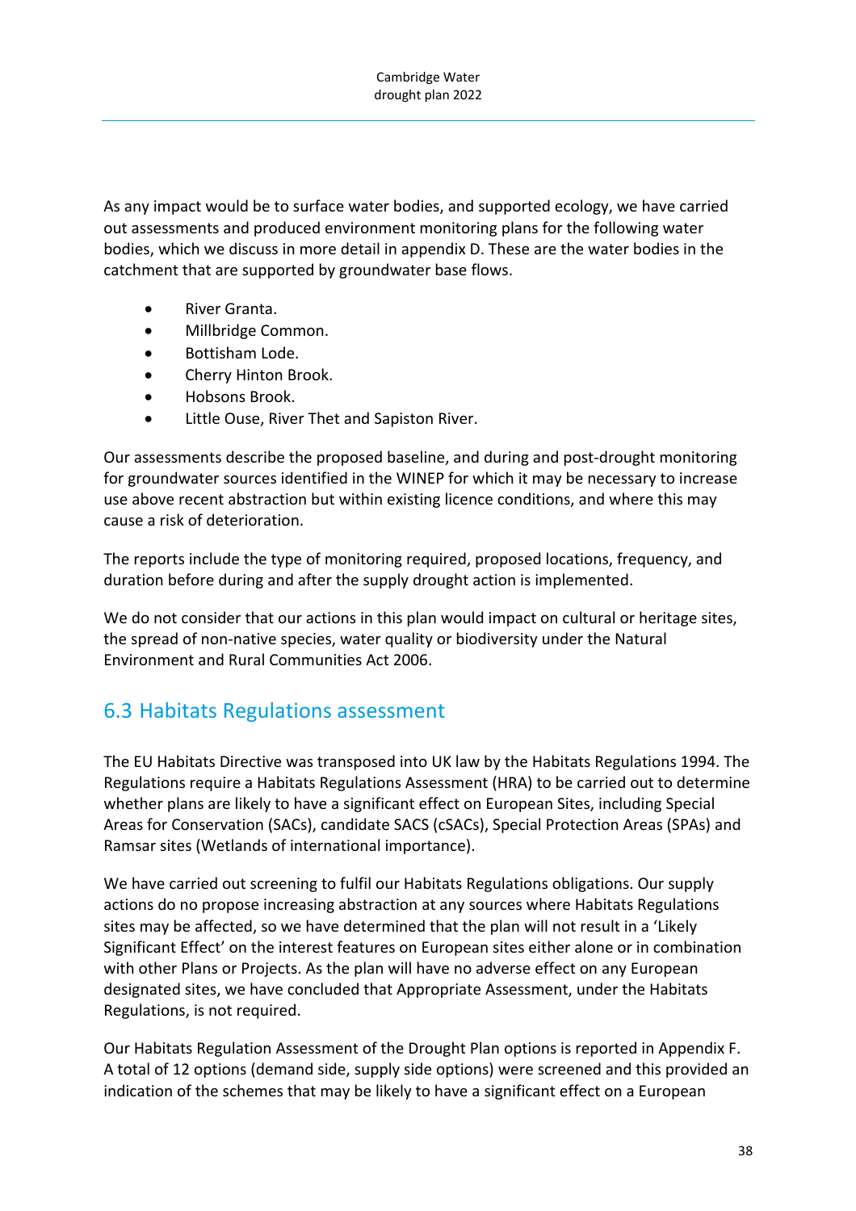As any impact would be to surface water bodies, and supported ecology, we have carried out assessments and produced environment monitoring plans for the following water bodies, which we discuss in more detail in appendix D. These are the water bodies in the catchment that are supported by groundwater base flows.

- River Granta.
- Millbridge Common.
- Bottisham Lode.
- Cherry Hinton Brook.
- Hobsons Brook.
- Little Ouse, River Thet and Sapiston River.

Our assessments describe the proposed baseline, and during and post-drought monitoring for groundwater sources identified in the WINEP for which it may be necessary to increase use above recent abstraction but within existing licence conditions, and where this may cause a risk of deterioration.

The reports include the type of monitoring required, proposed locations, frequency, and duration before during and after the supply drought action is implemented.

We do not consider that our actions in this plan would impact on cultural or heritage sites, the spread of non-native species, water quality or biodiversity under the Natural Environment and Rural Communities Act 2006.

## 6.3 Habitats Regulations assessment

The EU Habitats Directive was transposed into UK law by the Habitats Regulations 1994. The Regulations require a Habitats Regulations Assessment (HRA) to be carried out to determine whether plans are likely to have a significant effect on European Sites, including Special Areas for Conservation (SACs), candidate SACS (cSACs), Special Protection Areas (SPAs) and Ramsar sites (Wetlands of international importance).

We have carried out screening to fulfil our Habitats Regulations obligations. Our supply actions do no propose increasing abstraction at any sources where Habitats Regulations sites may be affected, so we have determined that the plan will not result in a 'Likely Significant Effect' on the interest features on European sites either alone or in combination with other Plans or Projects. As the plan will have no adverse effect on any European designated sites, we have concluded that Appropriate Assessment, under the Habitats Regulations, is not required.

Our Habitats Regulation Assessment of the Drought Plan options is reported in Appendix F. A total of 12 options (demand side, supply side options) were screened and this provided an indication of the schemes that may be likely to have a significant effect on a European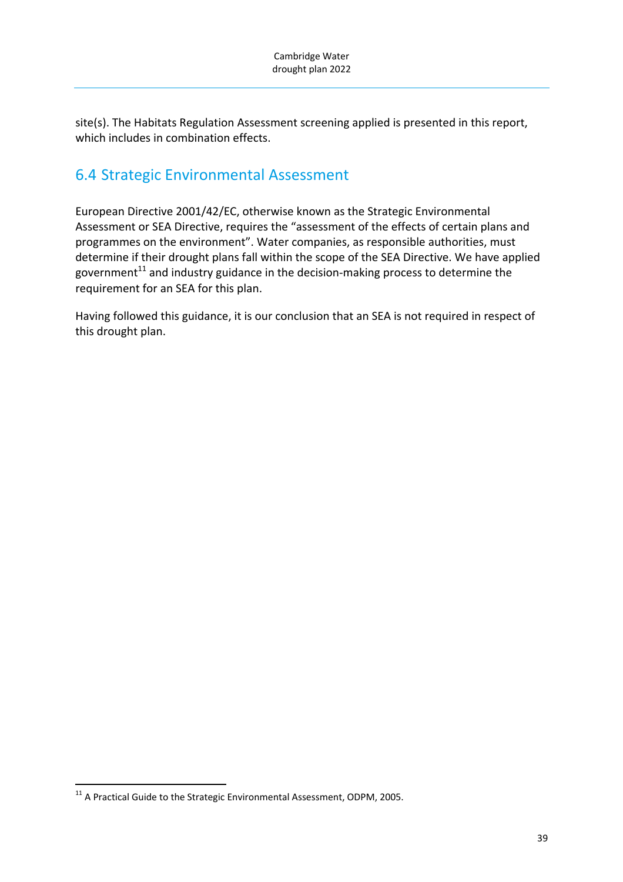site(s). The Habitats Regulation Assessment screening applied is presented in this report, which includes in combination effects.

## 6.4 Strategic Environmental Assessment

European Directive 2001/42/EC, otherwise known as the Strategic Environmental Assessment or SEA Directive, requires the "assessment of the effects of certain plans and programmes on the environment". Water companies, as responsible authorities, must determine if their drought plans fall within the scope of the SEA Directive. We have applied government[11] and industry guidance in the decision-making process to determine the requirement for an SEA for this plan.

Having followed this guidance, it is our conclusion that an SEA is not required in respect of this drought plan.

[11] A Practical Guide to the Strategic Environmental Assessment, ODPM, 2005.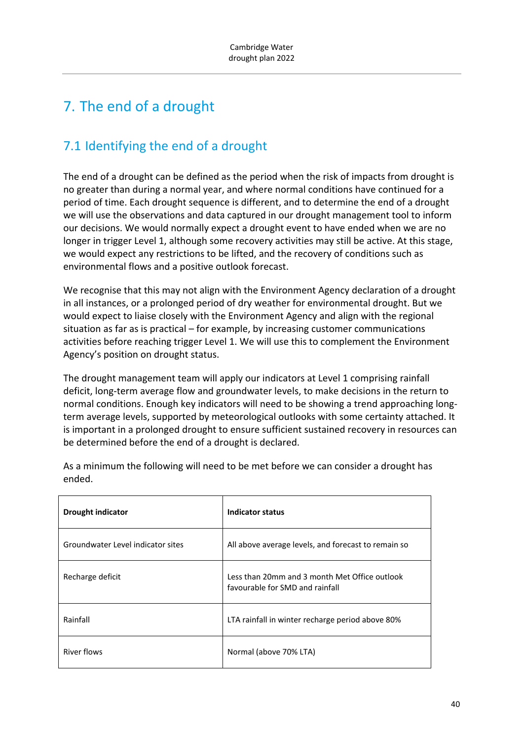# 7. The end of a drought

## 7.1 Identifying the end of a drought

The end of a drought can be defined as the period when the risk of impacts from drought is no greater than during a normal year, and where normal conditions have continued for a period of time. Each drought sequence is different, and to determine the end of a drought we will use the observations and data captured in our drought management tool to inform our decisions. We would normally expect a drought event to have ended when we are no longer in trigger Level 1, although some recovery activities may still be active. At this stage, we would expect any restrictions to be lifted, and the recovery of conditions such as environmental flows and a positive outlook forecast.

We recognise that this may not align with the Environment Agency declaration of a drought in all instances, or a prolonged period of dry weather for environmental drought. But we would expect to liaise closely with the Environment Agency and align with the regional situation as far as is practical – for example, by increasing customer communications activities before reaching trigger Level 1. We will use this to complement the Environment Agency's position on drought status.

The drought management team will apply our indicators at Level 1 comprising rainfall deficit, long-term average flow and groundwater levels, to make decisions in the return to normal conditions. Enough key indicators will need to be showing a trend approaching long-term average levels, supported by meteorological outlooks with some certainty attached. It is important in a prolonged drought to ensure sufficient sustained recovery in resources can be determined before the end of a drought is declared.

As a minimum the following will need to be met before we can consider a drought has ended.

| **Drought indicator** | **Indicator status** |
|---|---|
| Groundwater Level indicator sites | All above average levels, and forecast to remain so |
| Recharge deficit | Less than 20mm and 3 month Met Office outlook favourable for SMD and rainfall |
| Rainfall | LTA rainfall in winter recharge period above 80% |
| River flows | Normal (above 70% LTA) |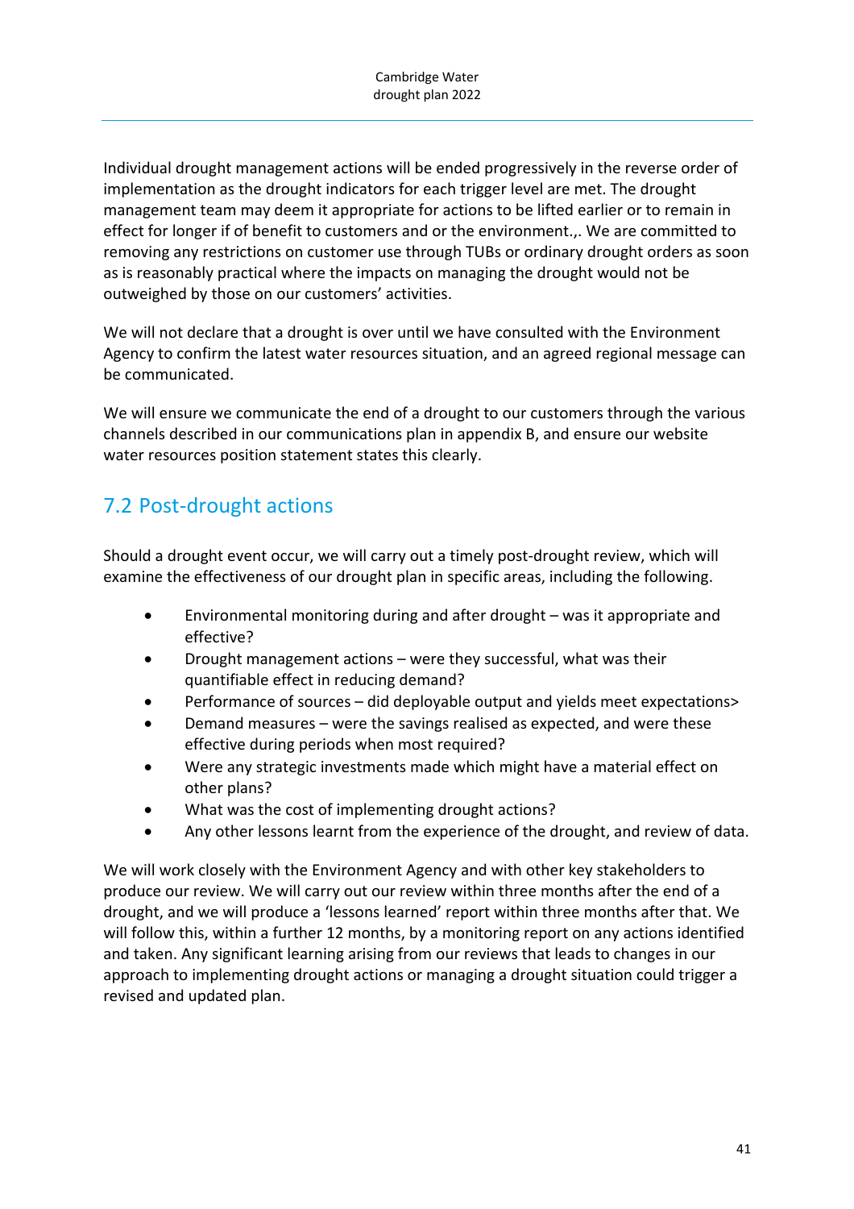Individual drought management actions will be ended progressively in the reverse order of implementation as the drought indicators for each trigger level are met. The drought management team may deem it appropriate for actions to be lifted earlier or to remain in effect for longer if of benefit to customers and or the environment.,. We are committed to removing any restrictions on customer use through TUBs or ordinary drought orders as soon as is reasonably practical where the impacts on managing the drought would not be outweighed by those on our customers' activities.

We will not declare that a drought is over until we have consulted with the Environment Agency to confirm the latest water resources situation, and an agreed regional message can be communicated.

We will ensure we communicate the end of a drought to our customers through the various channels described in our communications plan in appendix B, and ensure our website water resources position statement states this clearly.

## 7.2 Post-drought actions

Should a drought event occur, we will carry out a timely post-drought review, which will examine the effectiveness of our drought plan in specific areas, including the following.

- Environmental monitoring during and after drought – was it appropriate and effective?
- Drought management actions – were they successful, what was their quantifiable effect in reducing demand?
- Performance of sources – did deployable output and yields meet expectations>
- Demand measures – were the savings realised as expected, and were these effective during periods when most required?
- Were any strategic investments made which might have a material effect on other plans?
- What was the cost of implementing drought actions?
- Any other lessons learnt from the experience of the drought, and review of data.

We will work closely with the Environment Agency and with other key stakeholders to produce our review. We will carry out our review within three months after the end of a drought, and we will produce a 'lessons learned' report within three months after that. We will follow this, within a further 12 months, by a monitoring report on any actions identified and taken. Any significant learning arising from our reviews that leads to changes in our approach to implementing drought actions or managing a drought situation could trigger a revised and updated plan.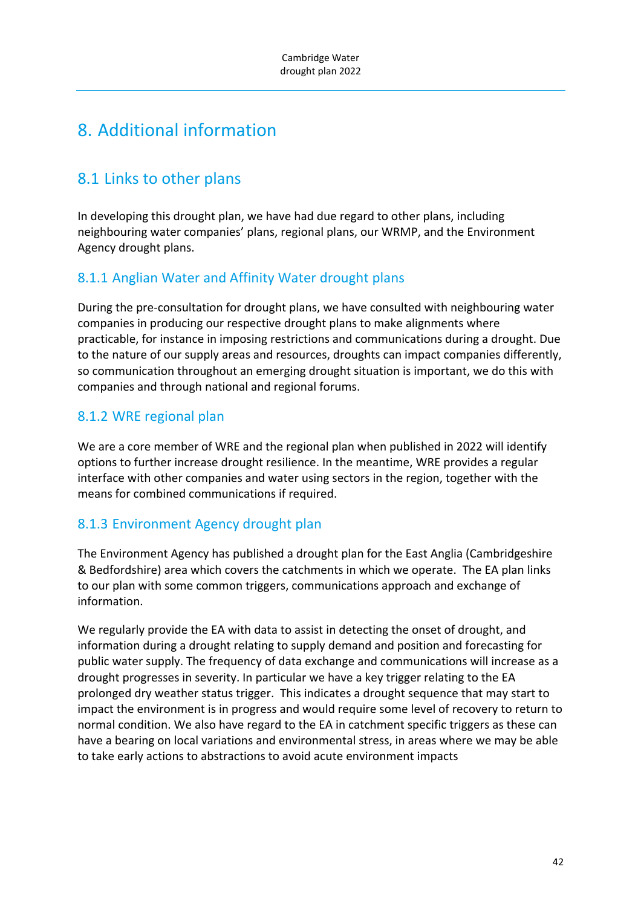# 8. Additional information

## 8.1 Links to other plans

In developing this drought plan, we have had due regard to other plans, including neighbouring water companies' plans, regional plans, our WRMP, and the Environment Agency drought plans.

### 8.1.1 Anglian Water and Affinity Water drought plans

During the pre-consultation for drought plans, we have consulted with neighbouring water companies in producing our respective drought plans to make alignments where practicable, for instance in imposing restrictions and communications during a drought. Due to the nature of our supply areas and resources, droughts can impact companies differently, so communication throughout an emerging drought situation is important, we do this with companies and through national and regional forums.

### 8.1.2 WRE regional plan

We are a core member of WRE and the regional plan when published in 2022 will identify options to further increase drought resilience. In the meantime, WRE provides a regular interface with other companies and water using sectors in the region, together with the means for combined communications if required.

### 8.1.3 Environment Agency drought plan

The Environment Agency has published a drought plan for the East Anglia (Cambridgeshire & Bedfordshire) area which covers the catchments in which we operate. The EA plan links to our plan with some common triggers, communications approach and exchange of information.

We regularly provide the EA with data to assist in detecting the onset of drought, and information during a drought relating to supply demand and position and forecasting for public water supply. The frequency of data exchange and communications will increase as a drought progresses in severity. In particular we have a key trigger relating to the EA prolonged dry weather status trigger. This indicates a drought sequence that may start to impact the environment is in progress and would require some level of recovery to return to normal condition. We also have regard to the EA in catchment specific triggers as these can have a bearing on local variations and environmental stress, in areas where we may be able to take early actions to abstractions to avoid acute environment impacts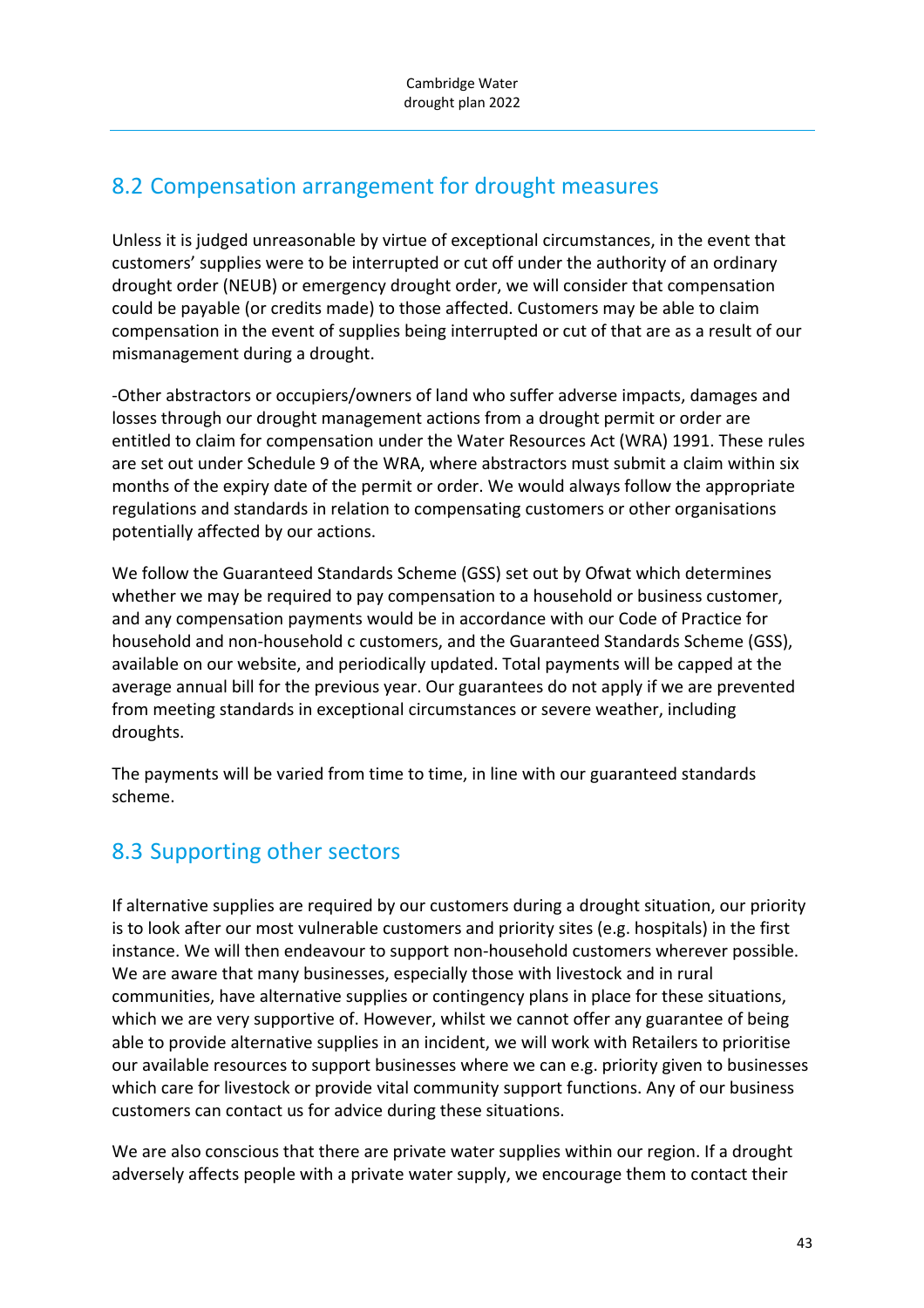## 8.2 Compensation arrangement for drought measures

Unless it is judged unreasonable by virtue of exceptional circumstances, in the event that customers' supplies were to be interrupted or cut off under the authority of an ordinary drought order (NEUB) or emergency drought order, we will consider that compensation could be payable (or credits made) to those affected. Customers may be able to claim compensation in the event of supplies being interrupted or cut of that are as a result of our mismanagement during a drought.

-Other abstractors or occupiers/owners of land who suffer adverse impacts, damages and losses through our drought management actions from a drought permit or order are entitled to claim for compensation under the Water Resources Act (WRA) 1991. These rules are set out under Schedule 9 of the WRA, where abstractors must submit a claim within six months of the expiry date of the permit or order. We would always follow the appropriate regulations and standards in relation to compensating customers or other organisations potentially affected by our actions.

We follow the Guaranteed Standards Scheme (GSS) set out by Ofwat which determines whether we may be required to pay compensation to a household or business customer, and any compensation payments would be in accordance with our Code of Practice for household and non-household c customers, and the Guaranteed Standards Scheme (GSS), available on our website, and periodically updated. Total payments will be capped at the average annual bill for the previous year. Our guarantees do not apply if we are prevented from meeting standards in exceptional circumstances or severe weather, including droughts.

The payments will be varied from time to time, in line with our guaranteed standards scheme.

## 8.3 Supporting other sectors

If alternative supplies are required by our customers during a drought situation, our priority is to look after our most vulnerable customers and priority sites (e.g. hospitals) in the first instance. We will then endeavour to support non-household customers wherever possible. We are aware that many businesses, especially those with livestock and in rural communities, have alternative supplies or contingency plans in place for these situations, which we are very supportive of. However, whilst we cannot offer any guarantee of being able to provide alternative supplies in an incident, we will work with Retailers to prioritise our available resources to support businesses where we can e.g. priority given to businesses which care for livestock or provide vital community support functions. Any of our business customers can contact us for advice during these situations.

We are also conscious that there are private water supplies within our region. If a drought adversely affects people with a private water supply, we encourage them to contact their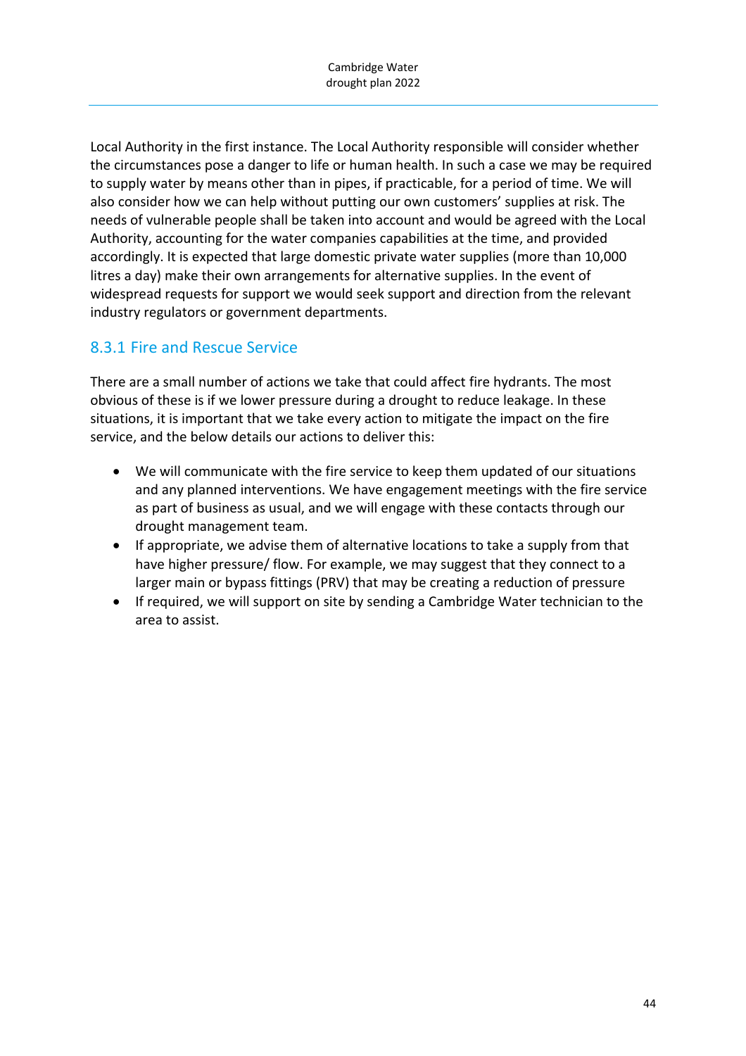Local Authority in the first instance. The Local Authority responsible will consider whether the circumstances pose a danger to life or human health. In such a case we may be required to supply water by means other than in pipes, if practicable, for a period of time. We will also consider how we can help without putting our own customers' supplies at risk. The needs of vulnerable people shall be taken into account and would be agreed with the Local Authority, accounting for the water companies capabilities at the time, and provided accordingly. It is expected that large domestic private water supplies (more than 10,000 litres a day) make their own arrangements for alternative supplies. In the event of widespread requests for support we would seek support and direction from the relevant industry regulators or government departments.

### 8.3.1 Fire and Rescue Service

There are a small number of actions we take that could affect fire hydrants. The most obvious of these is if we lower pressure during a drought to reduce leakage. In these situations, it is important that we take every action to mitigate the impact on the fire service, and the below details our actions to deliver this:

- We will communicate with the fire service to keep them updated of our situations and any planned interventions. We have engagement meetings with the fire service as part of business as usual, and we will engage with these contacts through our drought management team.
- If appropriate, we advise them of alternative locations to take a supply from that have higher pressure/ flow. For example, we may suggest that they connect to a larger main or bypass fittings (PRV) that may be creating a reduction of pressure
- If required, we will support on site by sending a Cambridge Water technician to the area to assist.